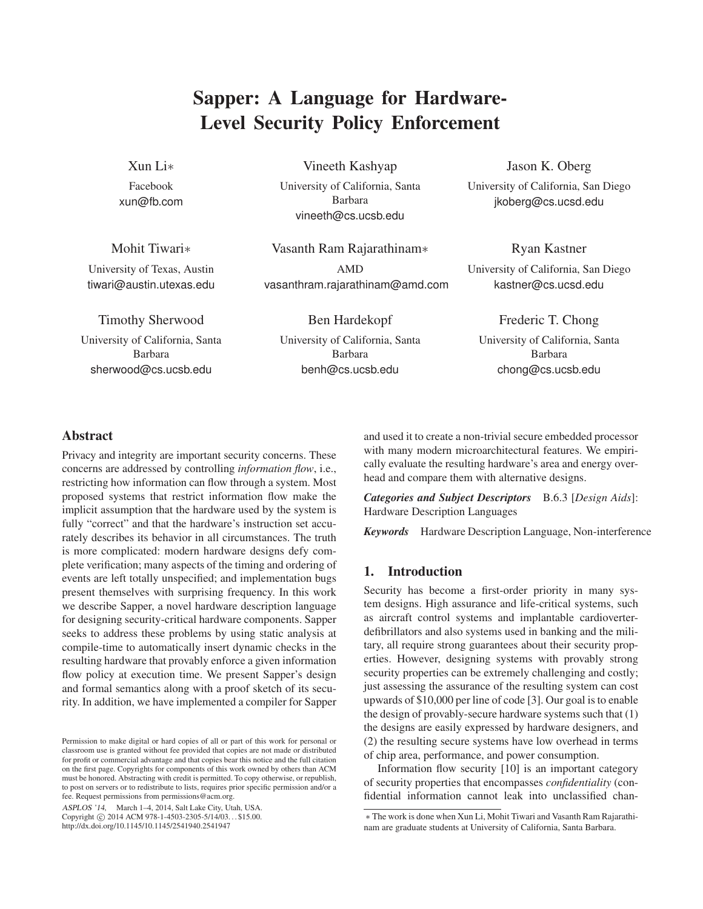# Sapper: A Language for Hardware-Level Security Policy Enforcement

Xun Li∗
Facebook
xun@fb.com

Vineeth Kashyap
University of California, Santa Barbara
vineeth@cs.ucsb.edu

Jason K. Oberg
University of California, San Diego
jkoberg@cs.ucsd.edu

Mohit Tiwari∗
University of Texas, Austin
tiwari@austin.utexas.edu

Vasanth Ram Rajarathinam∗
AMD
vasanthram.rajarathinam@amd.com

Ryan Kastner
University of California, San Diego
kastner@cs.ucsd.edu

Timothy Sherwood
University of California, Santa Barbara
sherwood@cs.ucsb.edu

Ben Hardekopf
University of California, Santa Barbara
benh@cs.ucsb.edu

Frederic T. Chong
University of California, Santa Barbara
chong@cs.ucsb.edu

## Abstract

Privacy and integrity are important security concerns. These concerns are addressed by controlling *information flow*, i.e., restricting how information can flow through a system. Most proposed systems that restrict information flow make the implicit assumption that the hardware used by the system is fully "correct" and that the hardware's instruction set accurately describes its behavior in all circumstances. The truth is more complicated: modern hardware designs defy complete verification; many aspects of the timing and ordering of events are left totally unspecified; and implementation bugs present themselves with surprising frequency. In this work we describe Sapper, a novel hardware description language for designing security-critical hardware components. Sapper seeks to address these problems by using static analysis at compile-time to automatically insert dynamic checks in the resulting hardware that provably enforce a given information flow policy at execution time. We present Sapper's design and formal semantics along with a proof sketch of its security. In addition, we have implemented a compiler for Sapper and used it to create a non-trivial secure embedded processor with many modern microarchitectural features. We empirically evaluate the resulting hardware's area and energy overhead and compare them with alternative designs.

***Categories and Subject Descriptors*** B.6.3 [*Design Aids*]: Hardware Description Languages

***Keywords*** Hardware Description Language, Non-interference

## 1. Introduction

Security has become a first-order priority in many system designs. High assurance and life-critical systems, such as aircraft control systems and implantable cardioverter-defibrillators and also systems used in banking and the military, all require strong guarantees about their security properties. However, designing systems with provably strong security properties can be extremely challenging and costly; just assessing the assurance of the resulting system can cost upwards of $10,000 per line of code [3]. Our goal is to enable the design of provably-secure hardware systems such that (1) the designs are easily expressed by hardware designers, and (2) the resulting secure systems have low overhead in terms of chip area, performance, and power consumption.

Information flow security [10] is an important category of security properties that encompasses *confidentiality* (confidential information cannot leak into unclassified chan-

Permission to make digital or hard copies of all or part of this work for personal or classroom use is granted without fee provided that copies are not made or distributed for profit or commercial advantage and that copies bear this notice and the full citation on the first page. Copyrights for components of this work owned by others than ACM must be honored. Abstracting with credit is permitted. To copy otherwise, or republish, to post on servers or to redistribute to lists, requires prior specific permission and/or a fee. Request permissions from permissions@acm.org.
*ASPLOS '14*, March 1–4, 2014, Salt Lake City, Utah, USA.
Copyright © 2014 ACM 978-1-4503-2305-5/14/03…$15.00.
http://dx.doi.org/10.1145/10.1145/2541940.2541947

∗ The work is done when Xun Li, Mohit Tiwari and Vasanth Ram Rajarathinam are graduate students at University of California, Santa Barbara.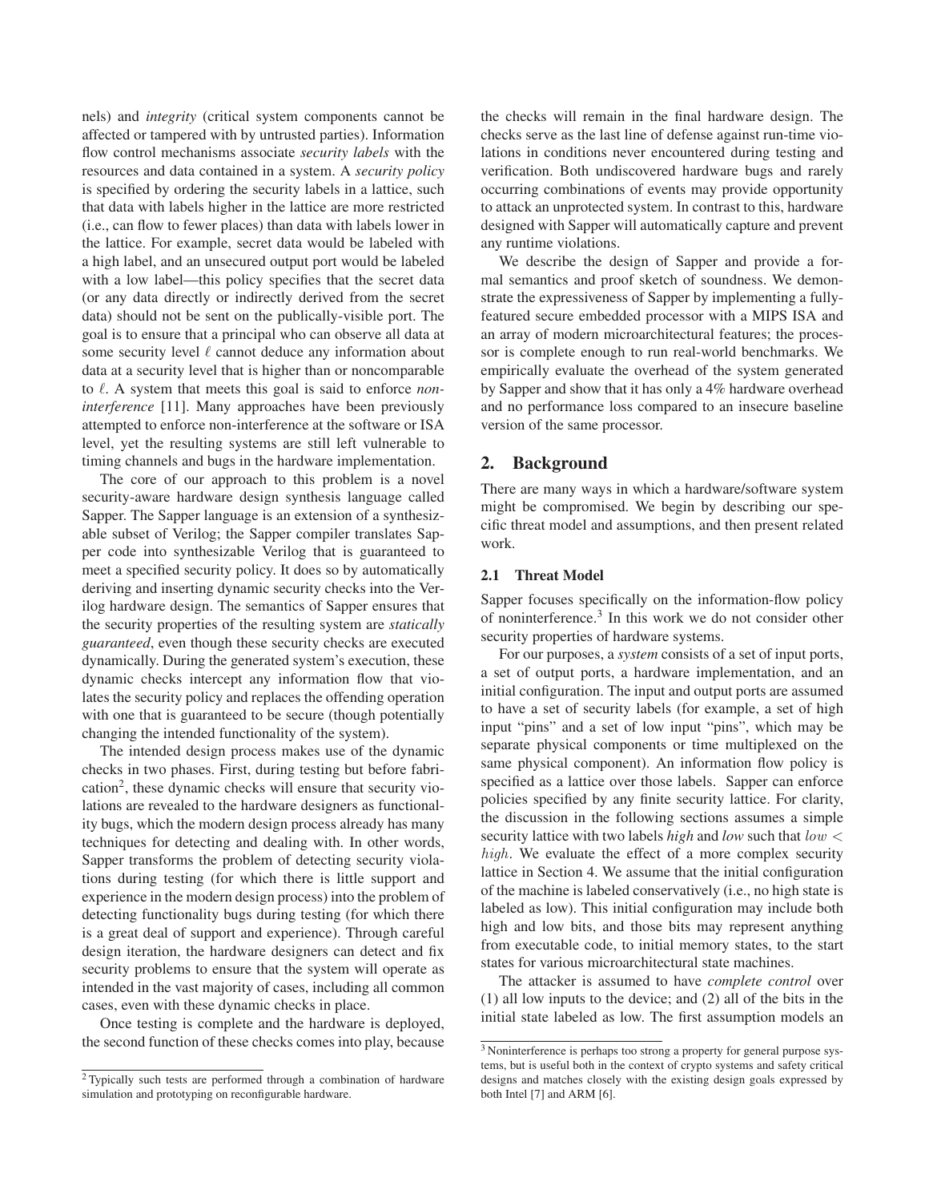nels) and *integrity* (critical system components cannot be affected or tampered with by untrusted parties). Information flow control mechanisms associate *security labels* with the resources and data contained in a system. A *security policy* is specified by ordering the security labels in a lattice, such that data with labels higher in the lattice are more restricted (i.e., can flow to fewer places) than data with labels lower in the lattice. For example, secret data would be labeled with a high label, and an unsecured output port would be labeled with a low label—this policy specifies that the secret data (or any data directly or indirectly derived from the secret data) should not be sent on the publically-visible port. The goal is to ensure that a principal who can observe all data at some security level $\ell$ cannot deduce any information about data at a security level that is higher than or noncomparable to $\ell$. A system that meets this goal is said to enforce *non-interference* [11]. Many approaches have been previously attempted to enforce non-interference at the software or ISA level, yet the resulting systems are still left vulnerable to timing channels and bugs in the hardware implementation.

The core of our approach to this problem is a novel security-aware hardware design synthesis language called Sapper. The Sapper language is an extension of a synthesizable subset of Verilog; the Sapper compiler translates Sapper code into synthesizable Verilog that is guaranteed to meet a specified security policy. It does so by automatically deriving and inserting dynamic security checks into the Verilog hardware design. The semantics of Sapper ensures that the security properties of the resulting system are *statically guaranteed*, even though these security checks are executed dynamically. During the generated system's execution, these dynamic checks intercept any information flow that violates the security policy and replaces the offending operation with one that is guaranteed to be secure (though potentially changing the intended functionality of the system).

The intended design process makes use of the dynamic checks in two phases. First, during testing but before fabrication[2], these dynamic checks will ensure that security violations are revealed to the hardware designers as functionality bugs, which the modern design process already has many techniques for detecting and dealing with. In other words, Sapper transforms the problem of detecting security violations during testing (for which there is little support and experience in the modern design process) into the problem of detecting functionality bugs during testing (for which there is a great deal of support and experience). Through careful design iteration, the hardware designers can detect and fix security problems to ensure that the system will operate as intended in the vast majority of cases, including all common cases, even with these dynamic checks in place.

Once testing is complete and the hardware is deployed, the second function of these checks comes into play, because the checks will remain in the final hardware design. The checks serve as the last line of defense against run-time violations in conditions never encountered during testing and verification. Both undiscovered hardware bugs and rarely occurring combinations of events may provide opportunity to attack an unprotected system. In contrast to this, hardware designed with Sapper will automatically capture and prevent any runtime violations.

We describe the design of Sapper and provide a formal semantics and proof sketch of soundness. We demonstrate the expressiveness of Sapper by implementing a fully-featured secure embedded processor with a MIPS ISA and an array of modern microarchitectural features; the processor is complete enough to run real-world benchmarks. We empirically evaluate the overhead of the system generated by Sapper and show that it has only a 4% hardware overhead and no performance loss compared to an insecure baseline version of the same processor.

## 2. Background

There are many ways in which a hardware/software system might be compromised. We begin by describing our specific threat model and assumptions, and then present related work.

### 2.1 Threat Model

Sapper focuses specifically on the information-flow policy of noninterference.[3] In this work we do not consider other security properties of hardware systems.

For our purposes, a *system* consists of a set of input ports, a set of output ports, a hardware implementation, and an initial configuration. The input and output ports are assumed to have a set of security labels (for example, a set of high input "pins" and a set of low input "pins", which may be separate physical components or time multiplexed on the same physical component). An information flow policy is specified as a lattice over those labels. Sapper can enforce policies specified by any finite security lattice. For clarity, the discussion in the following sections assumes a simple security lattice with two labels *high* and *low* such that $low < high$. We evaluate the effect of a more complex security lattice in Section 4. We assume that the initial configuration of the machine is labeled conservatively (i.e., no high state is labeled as low). This initial configuration may include both high and low bits, and those bits may represent anything from executable code, to initial memory states, to the start states for various microarchitectural state machines.

The attacker is assumed to have *complete control* over (1) all low inputs to the device; and (2) all of the bits in the initial state labeled as low. The first assumption models an

[2] Typically such tests are performed through a combination of hardware simulation and prototyping on reconfigurable hardware.

[3] Noninterference is perhaps too strong a property for general purpose systems, but is useful both in the context of crypto systems and safety critical designs and matches closely with the existing design goals expressed by both Intel [7] and ARM [6].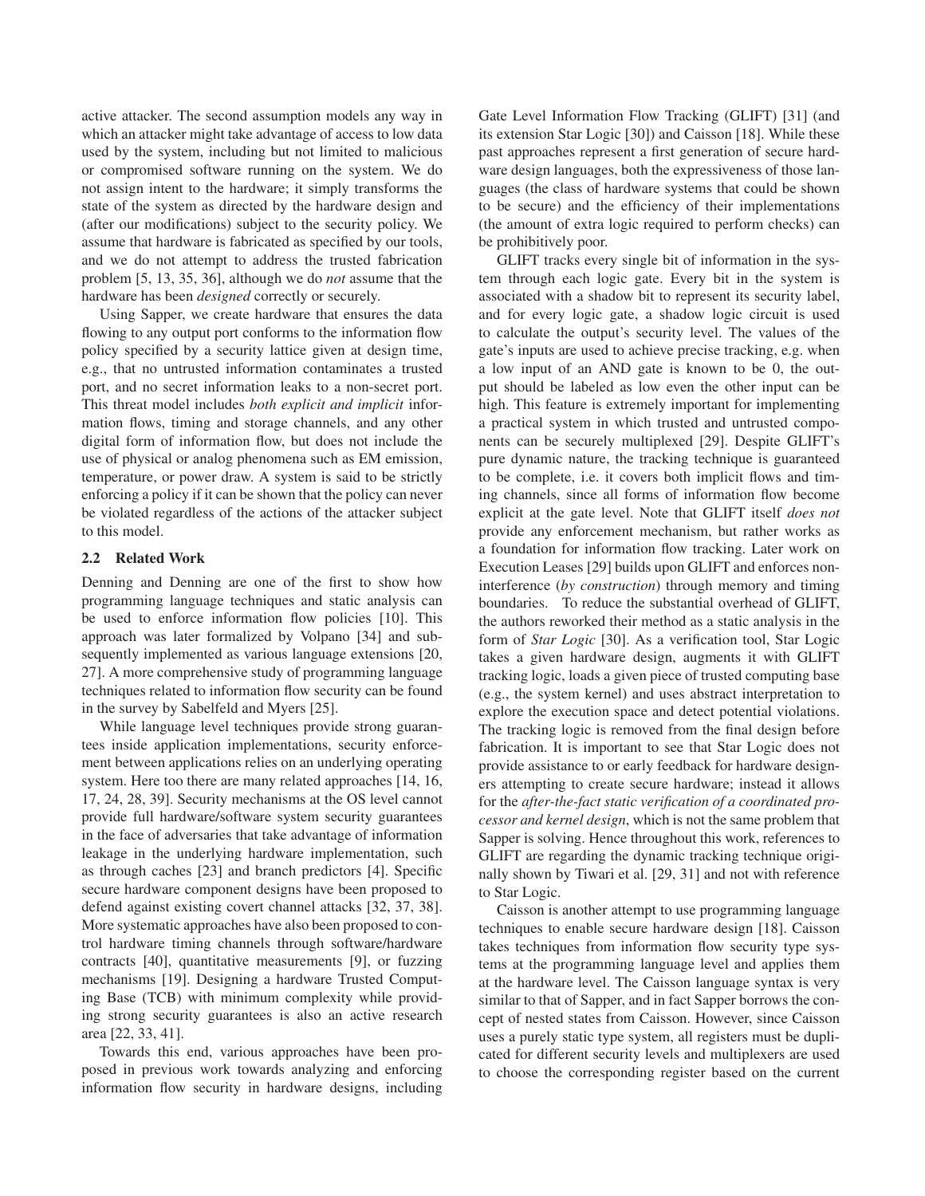active attacker. The second assumption models any way in which an attacker might take advantage of access to low data used by the system, including but not limited to malicious or compromised software running on the system. We do not assign intent to the hardware; it simply transforms the state of the system as directed by the hardware design and (after our modifications) subject to the security policy. We assume that hardware is fabricated as specified by our tools, and we do not attempt to address the trusted fabrication problem [5, 13, 35, 36], although we do *not* assume that the hardware has been *designed* correctly or securely.

Using Sapper, we create hardware that ensures the data flowing to any output port conforms to the information flow policy specified by a security lattice given at design time, e.g., that no untrusted information contaminates a trusted port, and no secret information leaks to a non-secret port. This threat model includes *both explicit and implicit* information flows, timing and storage channels, and any other digital form of information flow, but does not include the use of physical or analog phenomena such as EM emission, temperature, or power draw. A system is said to be strictly enforcing a policy if it can be shown that the policy can never be violated regardless of the actions of the attacker subject to this model.

### 2.2 Related Work

Denning and Denning are one of the first to show how programming language techniques and static analysis can be used to enforce information flow policies [10]. This approach was later formalized by Volpano [34] and subsequently implemented as various language extensions [20, 27]. A more comprehensive study of programming language techniques related to information flow security can be found in the survey by Sabelfeld and Myers [25].

While language level techniques provide strong guarantees inside application implementations, security enforcement between applications relies on an underlying operating system. Here too there are many related approaches [14, 16, 17, 24, 28, 39]. Security mechanisms at the OS level cannot provide full hardware/software system security guarantees in the face of adversaries that take advantage of information leakage in the underlying hardware implementation, such as through caches [23] and branch predictors [4]. Specific secure hardware component designs have been proposed to defend against existing covert channel attacks [32, 37, 38]. More systematic approaches have also been proposed to control hardware timing channels through software/hardware contracts [40], quantitative measurements [9], or fuzzing mechanisms [19]. Designing a hardware Trusted Computing Base (TCB) with minimum complexity while providing strong security guarantees is also an active research area [22, 33, 41].

Towards this end, various approaches have been proposed in previous work towards analyzing and enforcing information flow security in hardware designs, including Gate Level Information Flow Tracking (GLIFT) [31] (and its extension Star Logic [30]) and Caisson [18]. While these past approaches represent a first generation of secure hardware design languages, both the expressiveness of those languages (the class of hardware systems that could be shown to be secure) and the efficiency of their implementations (the amount of extra logic required to perform checks) can be prohibitively poor.

GLIFT tracks every single bit of information in the system through each logic gate. Every bit in the system is associated with a shadow bit to represent its security label, and for every logic gate, a shadow logic circuit is used to calculate the output's security level. The values of the gate's inputs are used to achieve precise tracking, e.g. when a low input of an AND gate is known to be 0, the output should be labeled as low even the other input can be high. This feature is extremely important for implementing a practical system in which trusted and untrusted components can be securely multiplexed [29]. Despite GLIFT's pure dynamic nature, the tracking technique is guaranteed to be complete, i.e. it covers both implicit flows and timing channels, since all forms of information flow become explicit at the gate level. Note that GLIFT itself *does not* provide any enforcement mechanism, but rather works as a foundation for information flow tracking. Later work on Execution Leases [29] builds upon GLIFT and enforces noninterference (*by construction*) through memory and timing boundaries. To reduce the substantial overhead of GLIFT, the authors reworked their method as a static analysis in the form of *Star Logic* [30]. As a verification tool, Star Logic takes a given hardware design, augments it with GLIFT tracking logic, loads a given piece of trusted computing base (e.g., the system kernel) and uses abstract interpretation to explore the execution space and detect potential violations. The tracking logic is removed from the final design before fabrication. It is important to see that Star Logic does not provide assistance to or early feedback for hardware designers attempting to create secure hardware; instead it allows for the *after-the-fact static verification of a coordinated processor and kernel design*, which is not the same problem that Sapper is solving. Hence throughout this work, references to GLIFT are regarding the dynamic tracking technique originally shown by Tiwari et al. [29, 31] and not with reference to Star Logic.

Caisson is another attempt to use programming language techniques to enable secure hardware design [18]. Caisson takes techniques from information flow security type systems at the programming language level and applies them at the hardware level. The Caisson language syntax is very similar to that of Sapper, and in fact Sapper borrows the concept of nested states from Caisson. However, since Caisson uses a purely static type system, all registers must be duplicated for different security levels and multiplexers are used to choose the corresponding register based on the current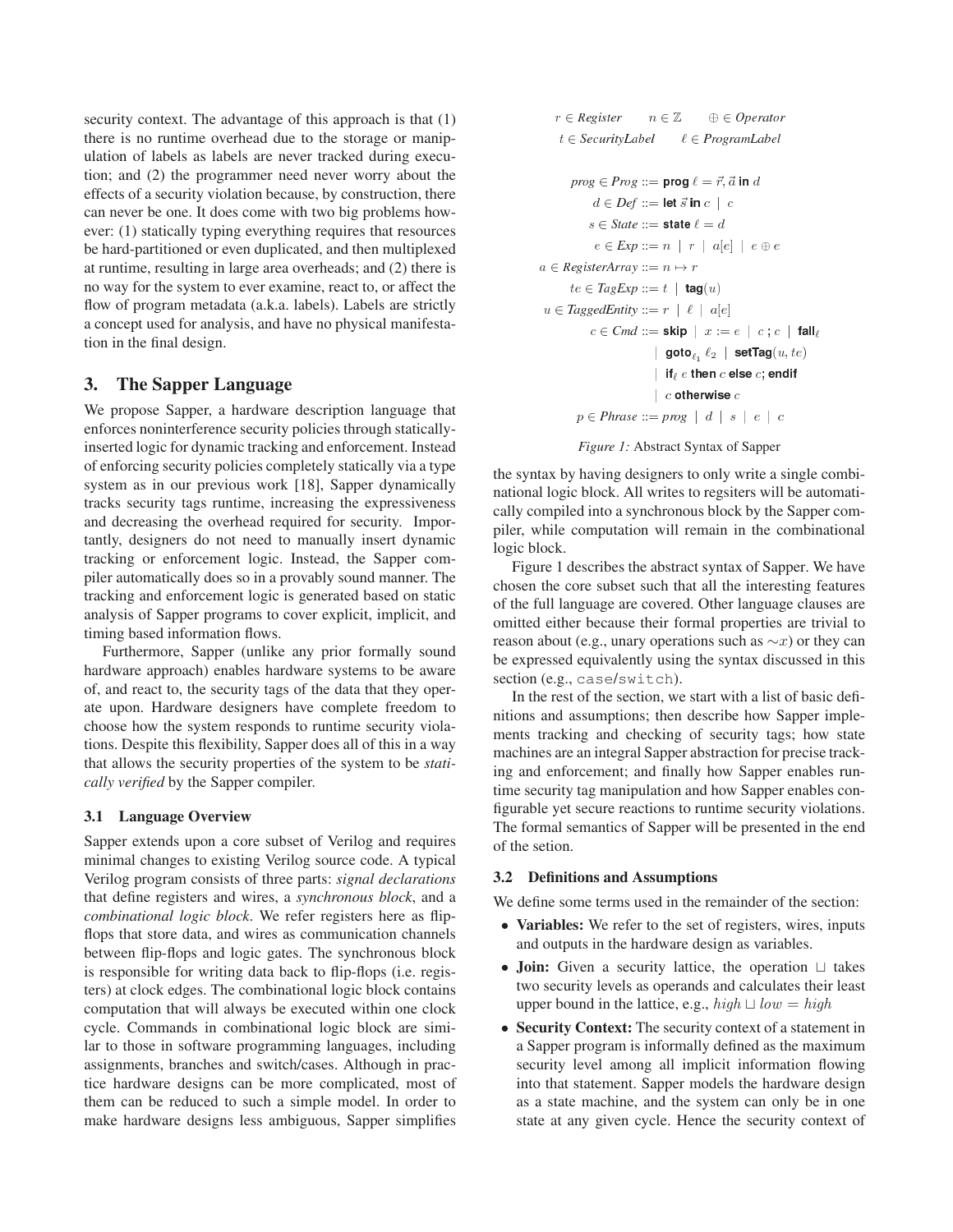security context. The advantage of this approach is that (1) there is no runtime overhead due to the storage or manipulation of labels as labels are never tracked during execution; and (2) the programmer need never worry about the effects of a security violation because, by construction, there can never be one. It does come with two big problems however: (1) statically typing everything requires that resources be hard-partitioned or even duplicated, and then multiplexed at runtime, resulting in large area overheads; and (2) there is no way for the system to ever examine, react to, or affect the flow of program metadata (a.k.a. labels). Labels are strictly a concept used for analysis, and have no physical manifestation in the final design.

## 3. The Sapper Language

We propose Sapper, a hardware description language that enforces noninterference security policies through statically-inserted logic for dynamic tracking and enforcement. Instead of enforcing security policies completely statically via a type system as in our previous work [18], Sapper dynamically tracks security tags runtime, increasing the expressiveness and decreasing the overhead required for security. Importantly, designers do not need to manually insert dynamic tracking or enforcement logic. Instead, the Sapper compiler automatically does so in a provably sound manner. The tracking and enforcement logic is generated based on static analysis of Sapper programs to cover explicit, implicit, and timing based information flows.

Furthermore, Sapper (unlike any prior formally sound hardware approach) enables hardware systems to be aware of, and react to, the security tags of the data that they operate upon. Hardware designers have complete freedom to choose how the system responds to runtime security violations. Despite this flexibility, Sapper does all of this in a way that allows the security properties of the system to be *statically verified* by the Sapper compiler.

### 3.1 Language Overview

Sapper extends upon a core subset of Verilog and requires minimal changes to existing Verilog source code. A typical Verilog program consists of three parts: *signal declarations* that define registers and wires, a *synchronous block*, and a *combinational logic block*. We refer registers here as flip-flops that store data, and wires as communication channels between flip-flops and logic gates. The synchronous block is responsible for writing data back to flip-flops (i.e. registers) at clock edges. The combinational logic block contains computation that will always be executed within one clock cycle. Commands in combinational logic block are similar to those in software programming languages, including assignments, branches and switch/cases. Although in practice hardware designs can be more complicated, most of them can be reduced to such a simple model. In order to make hardware designs less ambiguous, Sapper simplifies the syntax by having designers to only write a single combinational logic block. All writes to regsiters will be automatically compiled into a synchronous block by the Sapper compiler, while computation will remain in the combinational logic block.

$$
\begin{array}{ccc}
r \in \textit{Register} & n \in \mathbb{Z} & \oplus \in \textit{Operator} \\
t \in \textit{SecurityLabel} & \ell \in \textit{ProgramLabel} &
\end{array}
$$

$$
\begin{array}{rcl}
\textit{prog} \in \textit{Prog} & ::= & \textbf{prog}\ \ell = \vec{r}, \vec{a}\ \textbf{in}\ d \\
d \in \textit{Def} & ::= & \textbf{let}\ \vec{s}\ \textbf{in}\ c \ \mid\ c \\
s \in \textit{State} & ::= & \textbf{state}\ \ell = d \\
e \in \textit{Exp} & ::= & n \ \mid\ r \ \mid\ a[e] \ \mid\ e \oplus e \\
a \in \textit{RegisterArray} & ::= & n \mapsto r \\
te \in \textit{TagExp} & ::= & t \ \mid\ \textbf{tag}(u) \\
u \in \textit{TaggedEntity} & ::= & r \ \mid\ \ell \ \mid\ a[e] \\
c \in \textit{Cmd} & ::= & \textbf{skip} \ \mid\ x := e \ \mid\ c\ ;c \ \mid\ \textbf{fall}_\ell \\
& \mid & \textbf{goto}_{\ell_1}\ \ell_2 \ \mid\ \textbf{setTag}(u, te) \\
& \mid & \textbf{if}_\ell\ e\ \textbf{then}\ c\ \textbf{else}\ c;\ \textbf{endif} \\
& \mid & c\ \textbf{otherwise}\ c \\
p \in \textit{Phrase} & ::= & \textit{prog} \ \mid\ d \ \mid\ s \ \mid\ e \ \mid\ c
\end{array}
$$

*Figure 1:* Abstract Syntax of Sapper

Figure 1 describes the abstract syntax of Sapper. We have chosen the core subset such that all the interesting features of the full language are covered. Other language clauses are omitted either because their formal properties are trivial to reason about (e.g., unary operations such as $\sim x$) or they can be expressed equivalently using the syntax discussed in this section (e.g., `case/switch`).

In the rest of the section, we start with a list of basic definitions and assumptions; then describe how Sapper implements tracking and checking of security tags; how state machines are an integral Sapper abstraction for precise tracking and enforcement; and finally how Sapper enables runtime security tag manipulation and how Sapper enables configurable yet secure reactions to runtime security violations. The formal semantics of Sapper will be presented in the end of the setion.

### 3.2 Definitions and Assumptions

We define some terms used in the remainder of the section:

- **Variables:** We refer to the set of registers, wires, inputs and outputs in the hardware design as variables.
- **Join:** Given a security lattice, the operation $\sqcup$ takes two security levels as operands and calculates their least upper bound in the lattice, e.g., $high \sqcup low = high$
- **Security Context:** The security context of a statement in a Sapper program is informally defined as the maximum security level among all implicit information flowing into that statement. Sapper models the hardware design as a state machine, and the system can only be in one state at any given cycle. Hence the security context of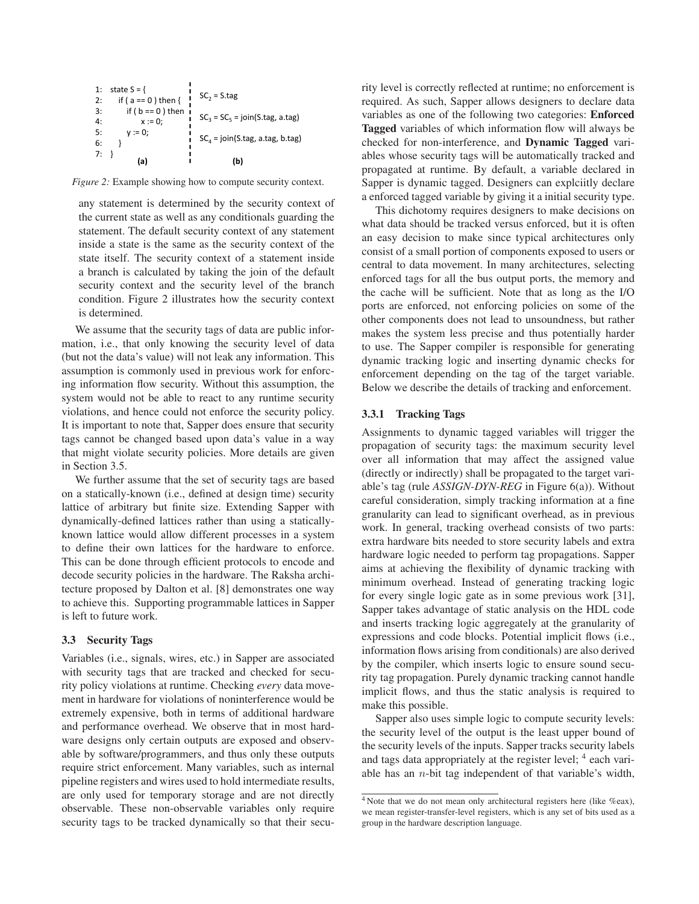```
1:  state S = {
2:      if ( a == 0 ) then {
3:          if ( b == 0 ) then
4:              x := 0;
5:          y := 0;
6:      }
7:  }
        (a)
```

$SC_2$ = S.tag

$SC_3 = SC_5$ = join(S.tag, a.tag)

$SC_4$ = join(S.tag, a.tag, b.tag)

(b)

*Figure 2:* Example showing how to compute security context.

any statement is determined by the security context of the current state as well as any conditionals guarding the statement. The default security context of any statement inside a state is the same as the security context of the state itself. The security context of a statement inside a branch is calculated by taking the join of the default security context and the security level of the branch condition. Figure 2 illustrates how the security context is determined.

We assume that the security tags of data are public information, i.e., that only knowing the security level of data (but not the data's value) will not leak any information. This assumption is commonly used in previous work for enforcing information flow security. Without this assumption, the system would not be able to react to any runtime security violations, and hence could not enforce the security policy. It is important to note that, Sapper does ensure that security tags cannot be changed based upon data's value in a way that might violate security policies. More details are given in Section 3.5.

We further assume that the set of security tags are based on a statically-known (i.e., defined at design time) security lattice of arbitrary but finite size. Extending Sapper with dynamically-defined lattices rather than using a statically-known lattice would allow different processes in a system to define their own lattices for the hardware to enforce. This can be done through efficient protocols to encode and decode security policies in the hardware. The Raksha architecture proposed by Dalton et al. [8] demonstrates one way to achieve this. Supporting programmable lattices in Sapper is left to future work.

### 3.3 Security Tags

Variables (i.e., signals, wires, etc.) in Sapper are associated with security tags that are tracked and checked for security policy violations at runtime. Checking *every* data movement in hardware for violations of noninterference would be extremely expensive, both in terms of additional hardware and performance overhead. We observe that in most hardware designs only certain outputs are exposed and observable by software/programmers, and thus only these outputs require strict enforcement. Many variables, such as internal pipeline registers and wires used to hold intermediate results, are only used for temporary storage and are not directly observable. These non-observable variables only require security tags to be tracked dynamically so that their security level is correctly reflected at runtime; no enforcement is required. As such, Sapper allows designers to declare data variables as one of the following two categories: **Enforced Tagged** variables of which information flow will always be checked for non-interference, and **Dynamic Tagged** variables whose security tags will be automatically tracked and propagated at runtime. By default, a variable declared in Sapper is dynamic tagged. Designers can explciitly declare a enforced tagged variable by giving it a initial security type.

This dichotomy requires designers to make decisions on what data should be tracked versus enforced, but it is often an easy decision to make since typical architectures only consist of a small portion of components exposed to users or central to data movement. In many architectures, selecting enforced tags for all the bus output ports, the memory and the cache will be sufficient. Note that as long as the I/O ports are enforced, not enforcing policies on some of the other components does not lead to unsoundness, but rather makes the system less precise and thus potentially harder to use. The Sapper compiler is responsible for generating dynamic tracking logic and inserting dynamic checks for enforcement depending on the tag of the target variable. Below we describe the details of tracking and enforcement.

#### 3.3.1 Tracking Tags

Assignments to dynamic tagged variables will trigger the propagation of security tags: the maximum security level over all information that may affect the assigned value (directly or indirectly) shall be propagated to the target variable's tag (rule *ASSIGN-DYN-REG* in Figure 6(a)). Without careful consideration, simply tracking information at a fine granularity can lead to significant overhead, as in previous work. In general, tracking overhead consists of two parts: extra hardware bits needed to store security labels and extra hardware logic needed to perform tag propagations. Sapper aims at achieving the flexibility of dynamic tracking with minimum overhead. Instead of generating tracking logic for every single logic gate as in some previous work [31], Sapper takes advantage of static analysis on the HDL code and inserts tracking logic aggregately at the granularity of expressions and code blocks. Potential implicit flows (i.e., information flows arising from conditionals) are also derived by the compiler, which inserts logic to ensure sound security tag propagation. Purely dynamic tracking cannot handle implicit flows, and thus the static analysis is required to make this possible.

Sapper also uses simple logic to compute security levels: the security level of the output is the least upper bound of the security levels of the inputs. Sapper tracks security labels and tags data appropriately at the register level; [4] each variable has an $n$-bit tag independent of that variable's width,

[4] Note that we do not mean only architectural registers here (like %eax), we mean register-transfer-level registers, which is any set of bits used as a group in the hardware description language.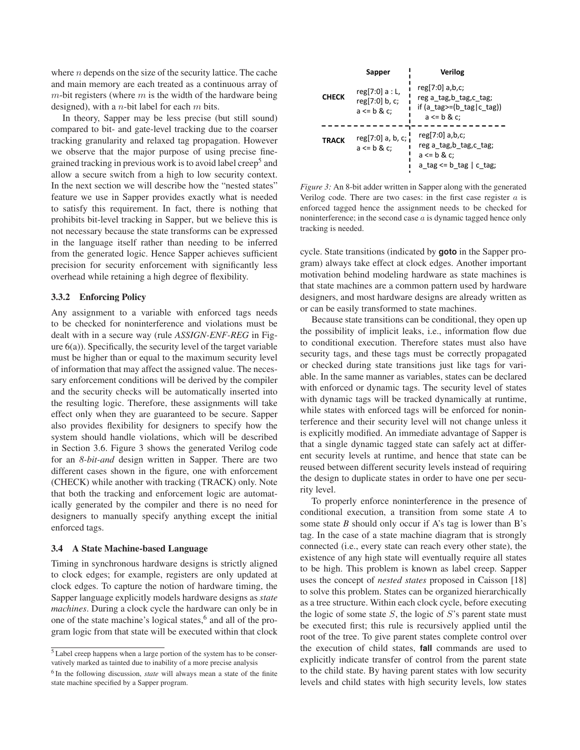where $n$ depends on the size of the security lattice. The cache and main memory are each treated as a continuous array of $m$-bit registers (where $m$ is the width of the hardware being designed), with a $n$-bit label for each $m$ bits.

In theory, Sapper may be less precise (but still sound) compared to bit- and gate-level tracking due to the coarser tracking granularity and relaxed tag propagation. However we observe that the major purpose of using precise fine-grained tracking in previous work is to avoid label creep[5] and allow a secure switch from a high to low security context. In the next section we will describe how the "nested states" feature we use in Sapper provides exactly what is needed to satisfy this requirement. In fact, there is nothing that prohibits bit-level tracking in Sapper, but we believe this is not necessary because the state transforms can be expressed in the language itself rather than needing to be inferred from the generated logic. Hence Sapper achieves sufficient precision for security enforcement with significantly less overhead while retaining a high degree of flexibility.

### 3.3.2 Enforcing Policy

Any assignment to a variable with enforced tags needs to be checked for noninterference and violations must be dealt with in a secure way (rule *ASSIGN-ENF-REG* in Figure 6(a)). Specifically, the security level of the target variable must be higher than or equal to the maximum security level of information that may affect the assigned value. The necessary enforcement conditions will be derived by the compiler and the security checks will be automatically inserted into the resulting logic. Therefore, these assignments will take effect only when they are guaranteed to be secure. Sapper also provides flexibility for designers to specify how the system should handle violations, which will be described in Section 3.6. Figure 3 shows the generated Verilog code for an *8-bit-and* design written in Sapper. There are two different cases shown in the figure, one with enforcement (CHECK) while another with tracking (TRACK) only. Note that both the tracking and enforcement logic are automatically generated by the compiler and there is no need for designers to manually specify anything except the initial enforced tags.

### 3.4 A State Machine-based Language

Timing in synchronous hardware designs is strictly aligned to clock edges; for example, registers are only updated at clock edges. To capture the notion of hardware timing, the Sapper language explicitly models hardware designs as *state machines*. During a clock cycle the hardware can only be in one of the state machine's logical states,[6] and all of the program logic from that state will be executed within that clock cycle. State transitions (indicated by **goto** in the Sapper program) always take effect at clock edges. Another important motivation behind modeling hardware as state machines is that state machines are a common pattern used by hardware designers, and most hardware designs are already written as or can be easily transformed to state machines.

|  | Sapper | Verilog |
|---|---|---|
| **CHECK** | `reg[7:0] a : L,`<br>`reg[7:0] b, c;`<br>`a <= b & c;` | `reg[7:0] a,b,c;`<br>`reg a_tag,b_tag,c_tag;`<br>`if (a_tag>=(b_tag\|c_tag))`<br>`a <= b & c;` |
| **TRACK** | `reg[7:0] a, b, c;`<br>`a <= b & c;` | `reg[7:0] a,b,c;`<br>`reg a_tag,b_tag,c_tag;`<br>`a <= b & c;`<br>`a_tag <= b_tag \| c_tag;` |

*Figure 3:* An 8-bit adder written in Sapper along with the generated Verilog code. There are two cases: in the first case register $a$ is enforced tagged hence the assignment needs to be checked for noninterference; in the second case $a$ is dynamic tagged hence only tracking is needed.

Because state transitions can be conditional, they open up the possibility of implicit leaks, i.e., information flow due to conditional execution. Therefore states must also have security tags, and these tags must be correctly propagated or checked during state transitions just like tags for variable. In the same manner as variables, states can be declared with enforced or dynamic tags. The security level of states with dynamic tags will be tracked dynamically at runtime, while states with enforced tags will be enforced for noninterference and their security level will not change unless it is explicitly modified. An immediate advantage of Sapper is that a single dynamic tagged state can safely act at different security levels at runtime, and hence that state can be reused between different security levels instead of requiring the design to duplicate states in order to have one per security level.

To properly enforce noninterference in the presence of conditional execution, a transition from some state *A* to some state *B* should only occur if A's tag is lower than B's tag. In the case of a state machine diagram that is strongly connected (i.e., every state can reach every other state), the existence of any high state will eventually require all states to be high. This problem is known as label creep. Sapper uses the concept of *nested states* proposed in Caisson [18] to solve this problem. States can be organized hierarchically as a tree structure. Within each clock cycle, before executing the logic of some state $S$, the logic of $S$'s parent state must be executed first; this rule is recursively applied until the root of the tree. To give parent states complete control over the execution of child states, **fall** commands are used to explicitly indicate transfer of control from the parent state to the child state. By having parent states with low security levels and child states with high security levels, low states

[5] Label creep happens when a large portion of the system has to be conservatively marked as tainted due to inability of a more precise analysis

[6] In the following discussion, *state* will always mean a state of the finite state machine specified by a Sapper program.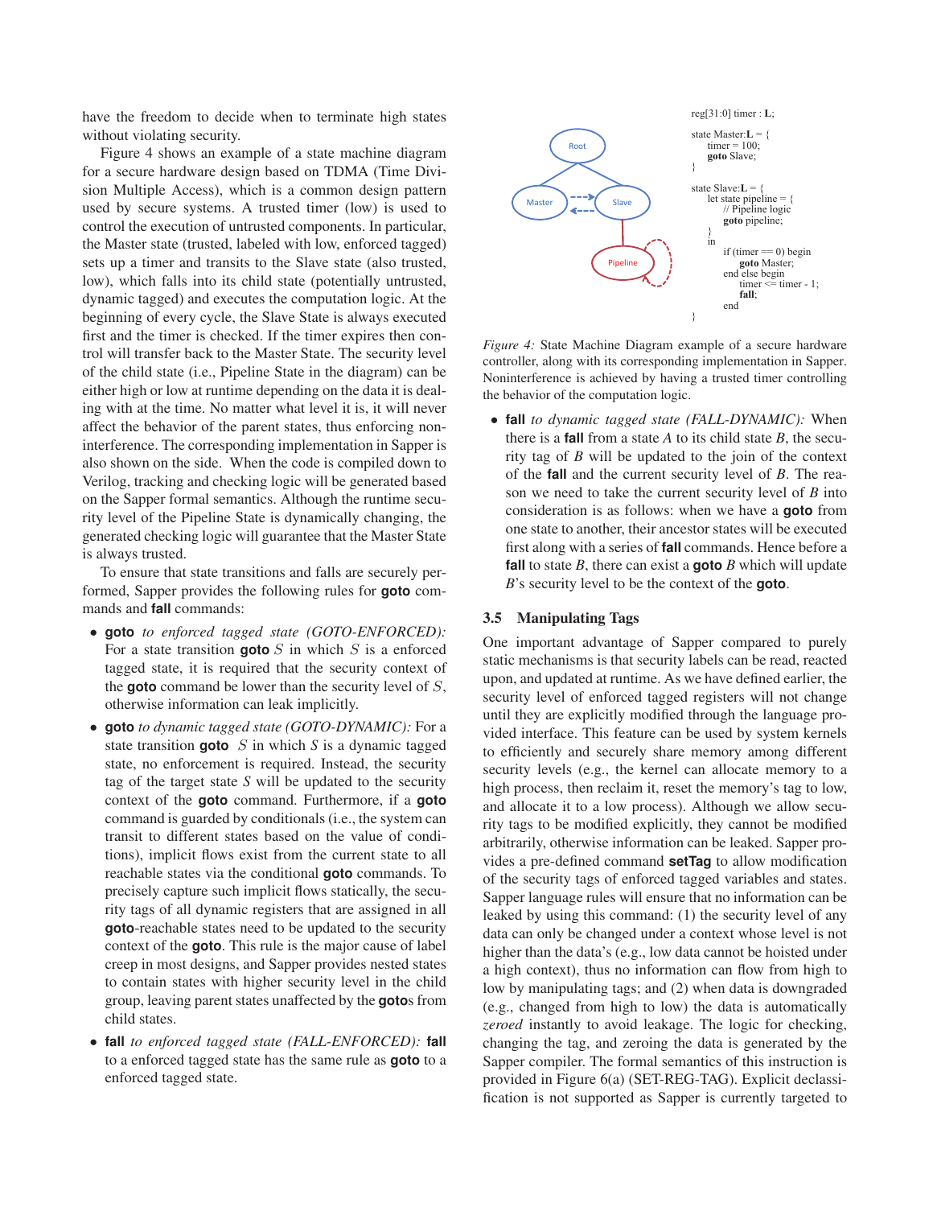have the freedom to decide when to terminate high states without violating security.

Figure 4 shows an example of a state machine diagram for a secure hardware design based on TDMA (Time Division Multiple Access), which is a common design pattern used by secure systems. A trusted timer (low) is used to control the execution of untrusted components. In particular, the Master state (trusted, labeled with low, enforced tagged) sets up a timer and transits to the Slave state (also trusted, low), which falls into its child state (potentially untrusted, dynamic tagged) and executes the computation logic. At the beginning of every cycle, the Slave State is always executed first and the timer is checked. If the timer expires then control will transfer back to the Master State. The security level of the child state (i.e., Pipeline State in the diagram) can be either high or low at runtime depending on the data it is dealing with at the time. No matter what level it is, it will never affect the behavior of the parent states, thus enforcing noninterference. The corresponding implementation in Sapper is also shown on the side. When the code is compiled down to Verilog, tracking and checking logic will be generated based on the Sapper formal semantics. Although the runtime security level of the Pipeline State is dynamically changing, the generated checking logic will guarantee that the Master State is always trusted.

To ensure that state transitions and falls are securely performed, Sapper provides the following rules for **goto** commands and **fall** commands:

- **goto** *to enforced tagged state (GOTO-ENFORCED):* For a state transition **goto** $S$ in which $S$ is a enforced tagged state, it is required that the security context of the **goto** command be lower than the security level of $S$, otherwise information can leak implicitly.
- **goto** *to dynamic tagged state (GOTO-DYNAMIC):* For a state transition **goto** $S$ in which $S$ is a dynamic tagged state, no enforcement is required. Instead, the security tag of the target state $S$ will be updated to the security context of the **goto** command. Furthermore, if a **goto** command is guarded by conditionals (i.e., the system can transit to different states based on the value of conditions), implicit flows exist from the current state to all reachable states via the conditional **goto** commands. To precisely capture such implicit flows statically, the security tags of all dynamic registers that are assigned in all **goto**-reachable states need to be updated to the security context of the **goto**. This rule is the major cause of label creep in most designs, and Sapper provides nested states to contain states with higher security level in the child group, leaving parent states unaffected by the **goto**s from child states.
- **fall** *to enforced tagged state (FALL-ENFORCED):* **fall** to a enforced tagged state has the same rule as **goto** to a enforced tagged state.

Root

Master

Slave

Pipeline

```
reg[31:0] timer : L;

state Master:L = {
    timer = 100;
    goto Slave;
}

state Slave:L = {
    let state pipeline = {
        // Pipeline logic
        goto pipeline;
    }
    in
        if (timer == 0) begin
            goto Master;
        end else begin
            timer <= timer - 1;
            fall;
        end
}
```

*Figure 4:* State Machine Diagram example of a secure hardware controller, along with its corresponding implementation in Sapper. Noninterference is achieved by having a trusted timer controlling the behavior of the computation logic.

- **fall** *to dynamic tagged state (FALL-DYNAMIC):* When there is a **fall** from a state $A$ to its child state $B$, the security tag of $B$ will be updated to the join of the context of the **fall** and the current security level of $B$. The reason we need to take the current security level of $B$ into consideration is as follows: when we have a **goto** from one state to another, their ancestor states will be executed first along with a series of **fall** commands. Hence before a **fall** to state $B$, there can exist a **goto** $B$ which will update $B$'s security level to be the context of the **goto**.

### 3.5 Manipulating Tags

One important advantage of Sapper compared to purely static mechanisms is that security labels can be read, reacted upon, and updated at runtime. As we have defined earlier, the security level of enforced tagged registers will not change until they are explicitly modified through the language provided interface. This feature can be used by system kernels to efficiently and securely share memory among different security levels (e.g., the kernel can allocate memory to a high process, then reclaim it, reset the memory's tag to low, and allocate it to a low process). Although we allow security tags to be modified explicitly, they cannot be modified arbitrarily, otherwise information can be leaked. Sapper provides a pre-defined command **setTag** to allow modification of the security tags of enforced tagged variables and states. Sapper language rules will ensure that no information can be leaked by using this command: (1) the security level of any data can only be changed under a context whose level is not higher than the data's (e.g., low data cannot be hoisted under a high context), thus no information can flow from high to low by manipulating tags; and (2) when data is downgraded (e.g., changed from high to low) the data is automatically *zeroed* instantly to avoid leakage. The logic for checking, changing the tag, and zeroing the data is generated by the Sapper compiler. The formal semantics of this instruction is provided in Figure 6(a) (SET-REG-TAG). Explicit declassification is not supported as Sapper is currently targeted to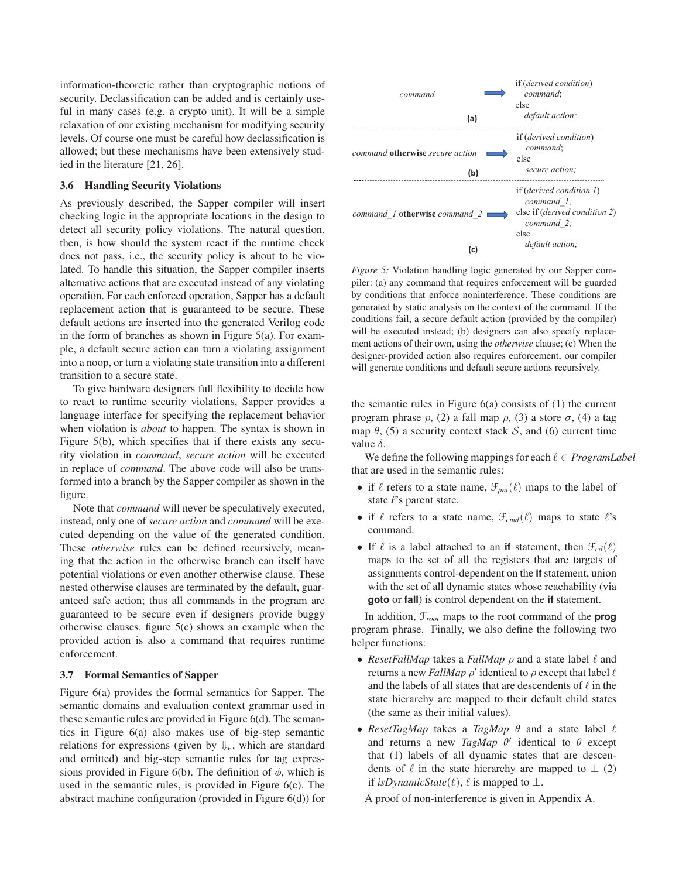information-theoretic rather than cryptographic notions of security. Declassification can be added and is certainly useful in many cases (e.g. a crypto unit). It will be a simple relaxation of our existing mechanism for modifying security levels. Of course one must be careful how declassification is allowed; but these mechanisms have been extensively studied in the literature [21, 26].

### 3.6 Handling Security Violations

As previously described, the Sapper compiler will insert checking logic in the appropriate locations in the design to detect all security policy violations. The natural question, then, is how should the system react if the runtime check does not pass, i.e., the security policy is about to be violated. To handle this situation, the Sapper compiler inserts alternative actions that are executed instead of any violating operation. For each enforced operation, Sapper has a default replacement action that is guaranteed to be secure. These default actions are inserted into the generated Verilog code in the form of branches as shown in Figure 5(a). For example, a default secure action can turn a violating assignment into a noop, or turn a violating state transition into a different transition to a secure state.

To give hardware designers full flexibility to decide how to react to runtime security violations, Sapper provides a language interface for specifying the replacement behavior when violation is *about* to happen. The syntax is shown in Figure 5(b), which specifies that if there exists any security violation in *command*, *secure action* will be executed in replace of *command*. The above code will also be transformed into a branch by the Sapper compiler as shown in the figure.

Note that *command* will never be speculatively executed, instead, only one of *secure action* and *command* will be executed depending on the value of the generated condition. These *otherwise* rules can be defined recursively, meaning that the action in the otherwise branch can itself have potential violations or even another otherwise clause. These nested otherwise clauses are terminated by the default, guaranteed safe action; thus all commands in the program are guaranteed to be secure even if designers provide buggy otherwise clauses. figure 5(c) shows an example when the provided action is also a command that requires runtime enforcement.

*command* → if (*derived condition*) *command*; else *default action;*

(a)

*command* **otherwise** *secure action* → if (*derived condition*) *command*; else *secure action;*

(b)

*command_1* **otherwise** *command_2* → if (*derived condition 1*) *command_1;* else if (*derived condition 2*) *command_2;* else *default action;*

(c)

*Figure 5:* Violation handling logic generated by our Sapper compiler: (a) any command that requires enforcement will be guarded by conditions that enforce noninterference. These conditions are generated by static analysis on the context of the command. If the conditions fail, a secure default action (provided by the compiler) will be executed instead; (b) designers can also specify replacement actions of their own, using the *otherwise* clause; (c) When the designer-provided action also requires enforcement, our compiler will generate conditions and default secure actions recursively.

### 3.7 Formal Semantics of Sapper

Figure 6(a) provides the formal semantics for Sapper. The semantic domains and evaluation context grammar used in these semantic rules are provided in Figure 6(d). The semantics in Figure 6(a) also makes use of big-step semantic relations for expressions (given by $\Downarrow_e$, which are standard and omitted) and big-step semantic rules for tag expressions provided in Figure 6(b). The definition of $\phi$, which is used in the semantic rules, is provided in Figure 6(c). The abstract machine configuration (provided in Figure 6(d)) for the semantic rules in Figure 6(a) consists of (1) the current program phrase $p$, (2) a fall map $\rho$, (3) a store $\sigma$, (4) a tag map $\theta$, (5) a security context stack $\mathcal{S}$, and (6) current time value $\delta$.

We define the following mappings for each $\ell \in \mathit{ProgramLabel}$ that are used in the semantic rules:

- if $\ell$ refers to a state name, $\mathcal{F}_{pnt}(\ell)$ maps to the label of state $\ell$'s parent state.
- if $\ell$ refers to a state name, $\mathcal{F}_{cmd}(\ell)$ maps to state $\ell$'s command.
- If $\ell$ is a label attached to an **if** statement, then $\mathcal{F}_{cd}(\ell)$ maps to the set of all the registers that are targets of assignments control-dependent on the **if** statement, union with the set of all dynamic states whose reachability (via **goto** or **fall**) is control dependent on the **if** statement.

In addition, $\mathcal{F}_{root}$ maps to the root command of the **prog** program phrase. Finally, we also define the following two helper functions:

- *ResetFallMap* takes a *FallMap* $\rho$ and a state label $\ell$ and returns a new *FallMap* $\rho'$ identical to $\rho$ except that label $\ell$ and the labels of all states that are descendents of $\ell$ in the state hierarchy are mapped to their default child states (the same as their initial values).
- *ResetTagMap* takes a *TagMap* $\theta$ and a state label $\ell$ and returns a new *TagMap* $\theta'$ identical to $\theta$ except that (1) labels of all dynamic states that are descendents of $\ell$ in the state hierarchy are mapped to $\perp$ (2) if *isDynamicState*($\ell$), $\ell$ is mapped to $\perp$.

A proof of non-interference is given in Appendix A.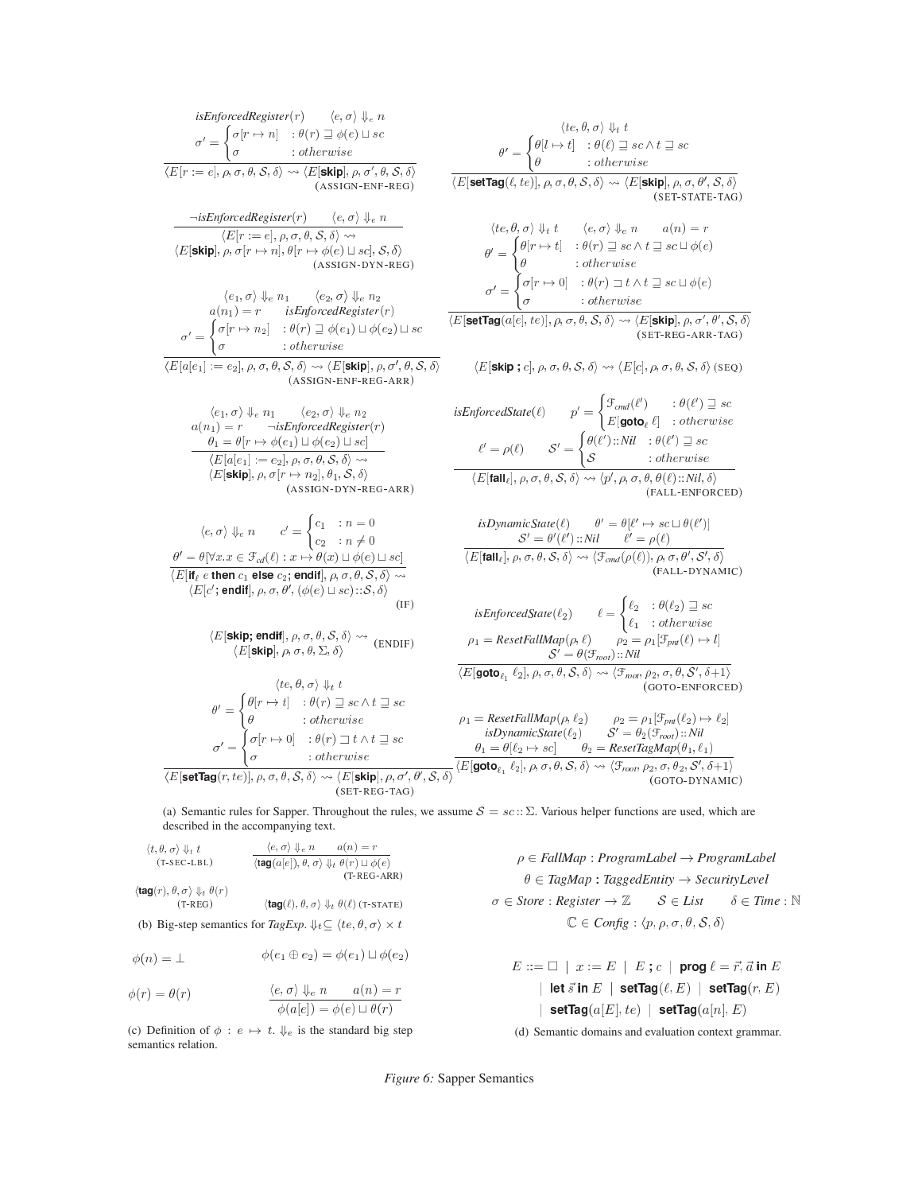$$\frac{isEnforcedRegister(r) \qquad \langle e, \sigma\rangle \Downarrow_e n \qquad \sigma' = \begin{cases}\sigma[r \mapsto n] & : \theta(r) \sqsupseteq \phi(e) \sqcup sc \\ \sigma & : otherwise\end{cases}}{\langle E[r := e], \rho, \sigma, \theta, \mathcal{S}, \delta\rangle \rightsquigarrow \langle E[\textbf{skip}], \rho, \sigma', \theta, \mathcal{S}, \delta\rangle} \text{ (ASSIGN-ENF-REG)}$$

$$\frac{\neg isEnforcedRegister(r) \qquad \langle e, \sigma\rangle \Downarrow_e n}{\langle E[r := e], \rho, \sigma, \theta, \mathcal{S}, \delta\rangle \rightsquigarrow \langle E[\textbf{skip}], \rho, \sigma[r \mapsto n], \theta[r \mapsto \phi(e) \sqcup sc], \mathcal{S}, \delta\rangle} \text{ (ASSIGN-DYN-REG)}$$

$$\frac{\langle e_1, \sigma\rangle \Downarrow_e n_1 \qquad \langle e_2, \sigma\rangle \Downarrow_e n_2 \qquad a(n_1) = r \qquad isEnforcedRegister(r) \qquad \sigma' = \begin{cases}\sigma[r \mapsto n_2] & : \theta(r) \sqsupseteq \phi(e_1) \sqcup \phi(e_2) \sqcup sc \\ \sigma & : otherwise\end{cases}}{\langle E[a[e_1] := e_2], \rho, \sigma, \theta, \mathcal{S}, \delta\rangle \rightsquigarrow \langle E[\textbf{skip}], \rho, \sigma', \theta, \mathcal{S}, \delta\rangle} \text{ (ASSIGN-ENF-REG-ARR)}$$

$$\frac{\langle e_1, \sigma\rangle \Downarrow_e n_1 \qquad \langle e_2, \sigma\rangle \Downarrow_e n_2 \qquad a(n_1) = r \qquad \neg isEnforcedRegister(r) \qquad \theta_1 = \theta[r \mapsto \phi(e_1) \sqcup \phi(e_2) \sqcup sc]}{\langle E[a[e_1] := e_2], \rho, \sigma, \theta, \mathcal{S}, \delta\rangle \rightsquigarrow \langle E[\textbf{skip}], \rho, \sigma[r \mapsto n_2], \theta_1, \mathcal{S}, \delta\rangle} \text{ (ASSIGN-DYN-REG-ARR)}$$

$$\frac{\langle e, \sigma\rangle \Downarrow_e n \qquad c' = \begin{cases}c_1 & : n = 0 \\ c_2 & : n \neq 0\end{cases} \qquad \theta' = \theta[\forall x. x \in \mathcal{F}_{cd}(\ell) : x \mapsto \theta(x) \sqcup \phi(e) \sqcup sc]}{\langle E[\textbf{if}_\ell\ e\ \textbf{then}\ c_1\ \textbf{else}\ c_2\textbf{; endif}], \rho, \sigma, \theta, \mathcal{S}, \delta\rangle \rightsquigarrow \langle E[c'\textbf{; endif}], \rho, \sigma, \theta', (\phi(e) \sqcup sc)::\mathcal{S}, \delta\rangle} \text{ (IF)}$$

$$\langle E[\textbf{skip; endif}], \rho, \sigma, \theta, \mathcal{S}, \delta\rangle \rightsquigarrow \langle E[\textbf{skip}], \rho, \sigma, \theta, \Sigma, \delta\rangle \text{ (ENDIF)}$$

$$\frac{\langle te, \theta, \sigma\rangle \Downarrow_t t \qquad \theta' = \begin{cases}\theta[r \mapsto t] & : \theta(r) \sqsupseteq sc \wedge t \sqsupseteq sc \\ \theta & : otherwise\end{cases} \qquad \sigma' = \begin{cases}\sigma[r \mapsto 0] & : \theta(r) \sqsupset t \wedge t \sqsupseteq sc \\ \sigma & : otherwise\end{cases}}{\langle E[\textbf{setTag}(r, te)], \rho, \sigma, \theta, \mathcal{S}, \delta\rangle \rightsquigarrow \langle E[\textbf{skip}], \rho, \sigma', \theta', \mathcal{S}, \delta\rangle} \text{ (SET-REG-TAG)}$$

$$\frac{\langle te, \theta, \sigma\rangle \Downarrow_t t \qquad \theta' = \begin{cases}\theta[l \mapsto t] & : \theta(\ell) \sqsupseteq sc \wedge t \sqsupseteq sc \\ \theta & : otherwise\end{cases}}{\langle E[\textbf{setTag}(\ell, te)], \rho, \sigma, \theta, \mathcal{S}, \delta\rangle \rightsquigarrow \langle E[\textbf{skip}], \rho, \sigma, \theta', \mathcal{S}, \delta\rangle} \text{ (SET-STATE-TAG)}$$

$$\frac{\langle te, \theta, \sigma\rangle \Downarrow_t t \qquad \langle e, \sigma\rangle \Downarrow_e n \qquad a(n) = r \qquad \theta' = \begin{cases}\theta[r \mapsto t] & : \theta(r) \sqsupseteq sc \wedge t \sqsupseteq sc \sqcup \phi(e) \\ \theta & : otherwise\end{cases} \qquad \sigma' = \begin{cases}\sigma[r \mapsto 0] & : \theta(r) \sqsupset t \wedge t \sqsupseteq sc \sqcup \phi(e) \\ \sigma & : otherwise\end{cases}}{\langle E[\textbf{setTag}(a[e], te)], \rho, \sigma, \theta, \mathcal{S}, \delta\rangle \rightsquigarrow \langle E[\textbf{skip}], \rho, \sigma', \theta', \mathcal{S}, \delta\rangle} \text{ (SET-REG-ARR-TAG)}$$

$$\langle E[\textbf{skip ;}\ c], \rho, \sigma, \theta, \mathcal{S}, \delta\rangle \rightsquigarrow \langle E[c], \rho, \sigma, \theta, \mathcal{S}, \delta\rangle \text{ (SEQ)}$$

$$\frac{isEnforcedState(\ell) \qquad p' = \begin{cases}\mathcal{F}_{cmd}(\ell') & : \theta(\ell') \sqsupseteq sc \\ E[\textbf{goto}_\ell\ \ell] & : otherwise\end{cases} \qquad \ell' = \rho(\ell) \qquad \mathcal{S}' = \begin{cases}\theta(\ell')::Nil & : \theta(\ell') \sqsupseteq sc \\ \mathcal{S} & : otherwise\end{cases}}{\langle E[\textbf{fall}_\ell], \rho, \sigma, \theta, \mathcal{S}, \delta\rangle \rightsquigarrow \langle p', \rho, \sigma, \theta, \theta(\ell)::Nil, \delta\rangle} \text{ (FALL-ENFORCED)}$$

$$\frac{isDynamicState(\ell) \qquad \theta' = \theta[\ell' \mapsto sc \sqcup \theta(\ell')] \qquad \mathcal{S}' = \theta'(\ell')::Nil \qquad \ell' = \rho(\ell)}{\langle E[\textbf{fall}_\ell], \rho, \sigma, \theta, \mathcal{S}, \delta\rangle \rightsquigarrow \langle \mathcal{F}_{cmd}(\rho(\ell)), \rho, \sigma, \theta', \mathcal{S}', \delta\rangle} \text{ (FALL-DYNAMIC)}$$

$$\frac{isEnforcedState(\ell_2) \qquad \ell = \begin{cases}\ell_2 & : \theta(\ell_2) \sqsupseteq sc \\ \ell_1 & : otherwise\end{cases} \qquad \rho_1 = ResetFallMap(\rho, \ell) \qquad \rho_2 = \rho_1[\mathcal{F}_{pnt}(\ell) \mapsto l] \qquad \mathcal{S}' = \theta(\mathcal{F}_{root})::Nil}{\langle E[\textbf{goto}_{\ell_1}\ \ell_2], \rho, \sigma, \theta, \mathcal{S}, \delta\rangle \rightsquigarrow \langle \mathcal{F}_{root}, \rho_2, \sigma, \theta, \mathcal{S}', \delta{+}1\rangle} \text{ (GOTO-ENFORCED)}$$

$$\frac{\rho_1 = ResetFallMap(\rho, \ell_2) \qquad \rho_2 = \rho_1[\mathcal{F}_{pnt}(\ell_2) \mapsto \ell_2] \qquad isDynamicState(\ell_2) \qquad \mathcal{S}' = \theta_2(\mathcal{F}_{root})::Nil \qquad \theta_1 = \theta[\ell_2 \mapsto sc] \qquad \theta_2 = ResetTagMap(\theta_1, \ell_1)}{\langle E[\textbf{goto}_{\ell_1}\ \ell_2], \rho, \sigma, \theta, \mathcal{S}, \delta\rangle \rightsquigarrow \langle \mathcal{F}_{root}, \rho_2, \sigma, \theta_2, \mathcal{S}', \delta{+}1\rangle} \text{ (GOTO-DYNAMIC)}$$

(a) Semantic rules for Sapper. Throughout the rules, we assume $\mathcal{S} = sc :: \Sigma$. Various helper functions are used, which are described in the accompanying text.

$$\langle t, \theta, \sigma\rangle \Downarrow_t t \text{ (T-SEC-LBL)} \qquad \frac{\langle e, \sigma\rangle \Downarrow_e n \qquad a(n) = r}{\langle \textbf{tag}(a[e]), \theta, \sigma\rangle \Downarrow_t \theta(r) \sqcup \phi(e)} \text{ (T-REG-ARR)}$$

$$\langle \textbf{tag}(r), \theta, \sigma\rangle \Downarrow_t \theta(r) \text{ (T-REG)} \qquad \langle \textbf{tag}(\ell), \theta, \sigma\rangle \Downarrow_t \theta(\ell) \text{ (T-STATE)}$$

(b) Big-step semantics for *TagExp*. $\Downarrow_t \subseteq \langle te, \theta, \sigma\rangle \times t$

$$\phi(n) = \bot \qquad \phi(e_1 \oplus e_2) = \phi(e_1) \sqcup \phi(e_2)$$

$$\phi(r) = \theta(r) \qquad \frac{\langle e, \sigma\rangle \Downarrow_e n \qquad a(n) = r}{\phi(a[e]) = \phi(e) \sqcup \theta(r)}$$

(c) Definition of $\phi : e \mapsto t$. $\Downarrow_e$ is the standard big step semantics relation.

$$\rho \in FallMap : ProgramLabel \rightarrow ProgramLabel$$
$$\theta \in TagMap : TaggedEntity \rightarrow SecurityLevel$$
$$\sigma \in Store : Register \rightarrow \mathbb{Z} \qquad \mathcal{S} \in List \qquad \delta \in Time : \mathbb{N}$$
$$\mathbb{C} \in Config : \langle p, \rho, \sigma, \theta, \mathcal{S}, \delta\rangle$$

$$\begin{aligned} E ::= \ & \square \mid x := E \mid E\ \textbf{;}\ c \mid \textbf{prog}\ \ell = \vec{r}, \vec{a}\ \textbf{in}\ E \\ \mid\ & \textbf{let}\ \vec{s}\ \textbf{in}\ E \mid \textbf{setTag}(\ell, E) \mid \textbf{setTag}(r, E) \\ \mid\ & \textbf{setTag}(a[E], te) \mid \textbf{setTag}(a[n], E) \end{aligned}$$

(d) Semantic domains and evaluation context grammar.

*Figure 6:* Sapper Semantics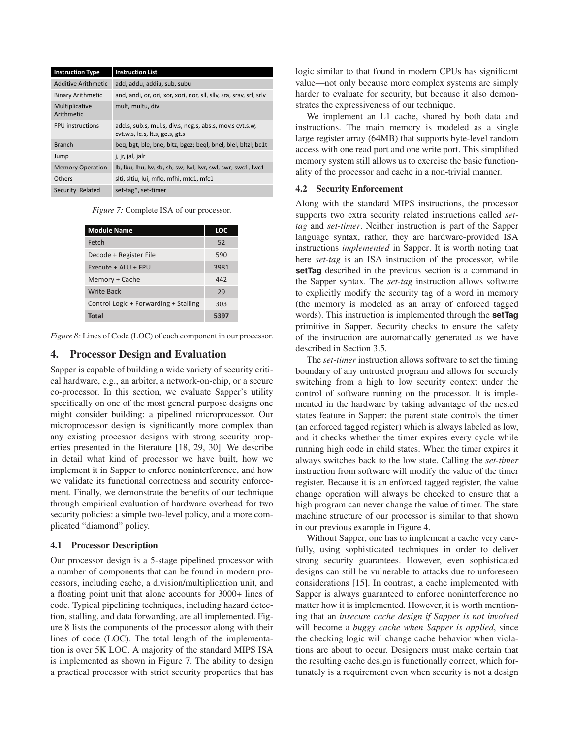| Instruction Type | Instruction List |
| --- | --- |
| Additive Arithmetic | add, addu, addiu, sub, subu |
| Binary Arithmetic | and, andi, or, ori, xor, xori, nor, sll, sllv, sra, srav, srl, srlv |
| Multiplicative Arithmetic | mult, multu, div |
| FPU instructions | add.s, sub.s, mul.s, div.s, neg.s, abs.s, mov.s cvt.s.w, cvt.w.s, le.s, lt.s, ge.s, gt.s |
| Branch | beq, bgt, ble, bne, bltz, bgez; beql, bnel, blel, bltzl; bc1t |
| Jump | j, jr, jal, jalr |
| Memory Operation | lb, lbu, lhu, lw, sb, sh, sw; lwl, lwr, swl, swr; swc1, lwc1 |
| Others | slti, sltiu, lui, mflo, mfhi, mtc1, mfc1 |
| Security Related | set-tag*, set-timer |

*Figure 7:* Complete ISA of our processor.

| Module Name | LOC |
| --- | --- |
| Fetch | 52 |
| Decode + Register File | 590 |
| Execute + ALU + FPU | 3981 |
| Memory + Cache | 442 |
| Write Back | 29 |
| Control Logic + Forwarding + Stalling | 303 |
| **Total** | **5397** |

*Figure 8:* Lines of Code (LOC) of each component in our processor.

## 4. Processor Design and Evaluation

Sapper is capable of building a wide variety of security critical hardware, e.g., an arbiter, a network-on-chip, or a secure co-processor. In this section, we evaluate Sapper's utility specifically on one of the most general purpose designs one might consider building: a pipelined microprocessor. Our microprocessor design is significantly more complex than any existing processor designs with strong security properties presented in the literature [18, 29, 30]. We describe in detail what kind of processor we have built, how we implement it in Sapper to enforce noninterference, and how we validate its functional correctness and security enforcement. Finally, we demonstrate the benefits of our technique through empirical evaluation of hardware overhead for two security policies: a simple two-level policy, and a more complicated "diamond" policy.

### 4.1 Processor Description

Our processor design is a 5-stage pipelined processor with a number of components that can be found in modern processors, including cache, a division/multiplication unit, and a floating point unit that alone accounts for 3000+ lines of code. Typical pipelining techniques, including hazard detection, stalling, and data forwarding, are all implemented. Figure 8 lists the components of the processor along with their lines of code (LOC). The total length of the implementation is over 5K LOC. A majority of the standard MIPS ISA is implemented as shown in Figure 7. The ability to design a practical processor with strict security properties that has logic similar to that found in modern CPUs has significant value—not only because more complex systems are simply harder to evaluate for security, but because it also demonstrates the expressiveness of our technique.

We implement an L1 cache, shared by both data and instructions. The main memory is modeled as a single large register array (64MB) that supports byte-level random access with one read port and one write port. This simplified memory system still allows us to exercise the basic functionality of the processor and cache in a non-trivial manner.

### 4.2 Security Enforcement

Along with the standard MIPS instructions, the processor supports two extra security related instructions called *set-tag* and *set-timer*. Neither instruction is part of the Sapper language syntax, rather, they are hardware-provided ISA instructions *implemented* in Sapper. It is worth noting that here *set-tag* is an ISA instruction of the processor, while **setTag** described in the previous section is a command in the Sapper syntax. The *set-tag* instruction allows software to explicitly modify the security tag of a word in memory (the memory is modeled as an array of enforced tagged words). This instruction is implemented through the **setTag** primitive in Sapper. Security checks to ensure the safety of the instruction are automatically generated as we have described in Section 3.5.

The *set-timer* instruction allows software to set the timing boundary of any untrusted program and allows for securely switching from a high to low security context under the control of software running on the processor. It is implemented in the hardware by taking advantage of the nested states feature in Sapper: the parent state controls the timer (an enforced tagged register) which is always labeled as low, and it checks whether the timer expires every cycle while running high code in child states. When the timer expires it always switches back to the low state. Calling the *set-timer* instruction from software will modify the value of the timer register. Because it is an enforced tagged register, the value change operation will always be checked to ensure that a high program can never change the value of timer. The state machine structure of our processor is similar to that shown in our previous example in Figure 4.

Without Sapper, one has to implement a cache very carefully, using sophisticated techniques in order to deliver strong security guarantees. However, even sophisticated designs can still be vulnerable to attacks due to unforeseen considerations [15]. In contrast, a cache implemented with Sapper is always guaranteed to enforce noninterference no matter how it is implemented. However, it is worth mentioning that an *insecure cache design if Sapper is not involved* will become a *buggy cache when Sapper is applied*, since the checking logic will change cache behavior when violations are about to occur. Designers must make certain that the resulting cache design is functionally correct, which fortunately is a requirement even when security is not a design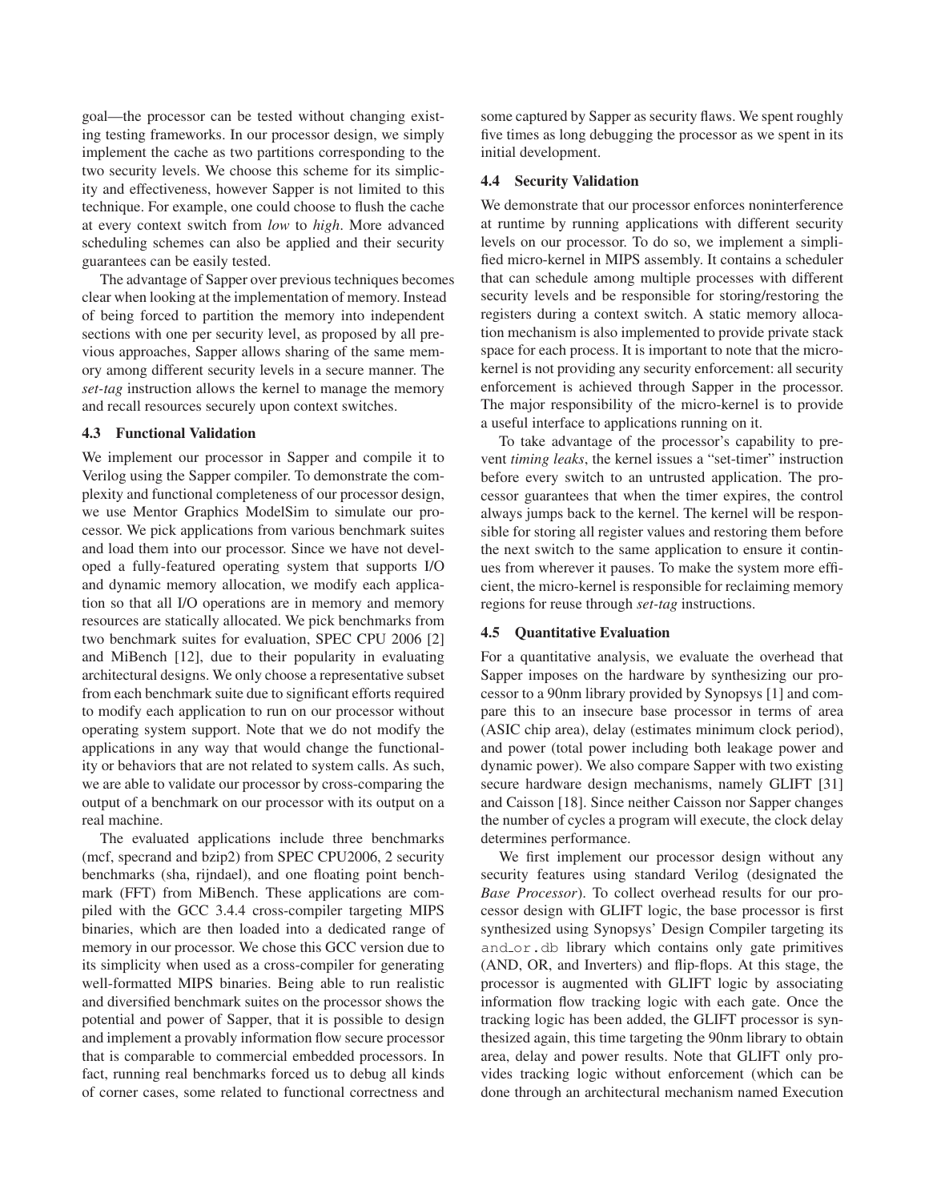goal—the processor can be tested without changing existing testing frameworks. In our processor design, we simply implement the cache as two partitions corresponding to the two security levels. We choose this scheme for its simplicity and effectiveness, however Sapper is not limited to this technique. For example, one could choose to flush the cache at every context switch from *low* to *high*. More advanced scheduling schemes can also be applied and their security guarantees can be easily tested.

The advantage of Sapper over previous techniques becomes clear when looking at the implementation of memory. Instead of being forced to partition the memory into independent sections with one per security level, as proposed by all previous approaches, Sapper allows sharing of the same memory among different security levels in a secure manner. The *set-tag* instruction allows the kernel to manage the memory and recall resources securely upon context switches.

### 4.3 Functional Validation

We implement our processor in Sapper and compile it to Verilog using the Sapper compiler. To demonstrate the complexity and functional completeness of our processor design, we use Mentor Graphics ModelSim to simulate our processor. We pick applications from various benchmark suites and load them into our processor. Since we have not developed a fully-featured operating system that supports I/O and dynamic memory allocation, we modify each application so that all I/O operations are in memory and memory resources are statically allocated. We pick benchmarks from two benchmark suites for evaluation, SPEC CPU 2006 [2] and MiBench [12], due to their popularity in evaluating architectural designs. We only choose a representative subset from each benchmark suite due to significant efforts required to modify each application to run on our processor without operating system support. Note that we do not modify the applications in any way that would change the functionality or behaviors that are not related to system calls. As such, we are able to validate our processor by cross-comparing the output of a benchmark on our processor with its output on a real machine.

The evaluated applications include three benchmarks (mcf, specrand and bzip2) from SPEC CPU2006, 2 security benchmarks (sha, rijndael), and one floating point benchmark (FFT) from MiBench. These applications are compiled with the GCC 3.4.4 cross-compiler targeting MIPS binaries, which are then loaded into a dedicated range of memory in our processor. We chose this GCC version due to its simplicity when used as a cross-compiler for generating well-formatted MIPS binaries. Being able to run realistic and diversified benchmark suites on the processor shows the potential and power of Sapper, that it is possible to design and implement a provably information flow secure processor that is comparable to commercial embedded processors. In fact, running real benchmarks forced us to debug all kinds of corner cases, some related to functional correctness and some captured by Sapper as security flaws. We spent roughly five times as long debugging the processor as we spent in its initial development.

### 4.4 Security Validation

We demonstrate that our processor enforces noninterference at runtime by running applications with different security levels on our processor. To do so, we implement a simplified micro-kernel in MIPS assembly. It contains a scheduler that can schedule among multiple processes with different security levels and be responsible for storing/restoring the registers during a context switch. A static memory allocation mechanism is also implemented to provide private stack space for each process. It is important to note that the micro-kernel is not providing any security enforcement: all security enforcement is achieved through Sapper in the processor. The major responsibility of the micro-kernel is to provide a useful interface to applications running on it.

To take advantage of the processor's capability to prevent *timing leaks*, the kernel issues a "set-timer" instruction before every switch to an untrusted application. The processor guarantees that when the timer expires, the control always jumps back to the kernel. The kernel will be responsible for storing all register values and restoring them before the next switch to the same application to ensure it continues from wherever it pauses. To make the system more efficient, the micro-kernel is responsible for reclaiming memory regions for reuse through *set-tag* instructions.

### 4.5 Quantitative Evaluation

For a quantitative analysis, we evaluate the overhead that Sapper imposes on the hardware by synthesizing our processor to a 90nm library provided by Synopsys [1] and compare this to an insecure base processor in terms of area (ASIC chip area), delay (estimates minimum clock period), and power (total power including both leakage power and dynamic power). We also compare Sapper with two existing secure hardware design mechanisms, namely GLIFT [31] and Caisson [18]. Since neither Caisson nor Sapper changes the number of cycles a program will execute, the clock delay determines performance.

We first implement our processor design without any security features using standard Verilog (designated the *Base Processor*). To collect overhead results for our processor design with GLIFT logic, the base processor is first synthesized using Synopsys' Design Compiler targeting its `and_or.db` library which contains only gate primitives (AND, OR, and Inverters) and flip-flops. At this stage, the processor is augmented with GLIFT logic by associating information flow tracking logic with each gate. Once the tracking logic has been added, the GLIFT processor is synthesized again, this time targeting the 90nm library to obtain area, delay and power results. Note that GLIFT only provides tracking logic without enforcement (which can be done through an architectural mechanism named Execution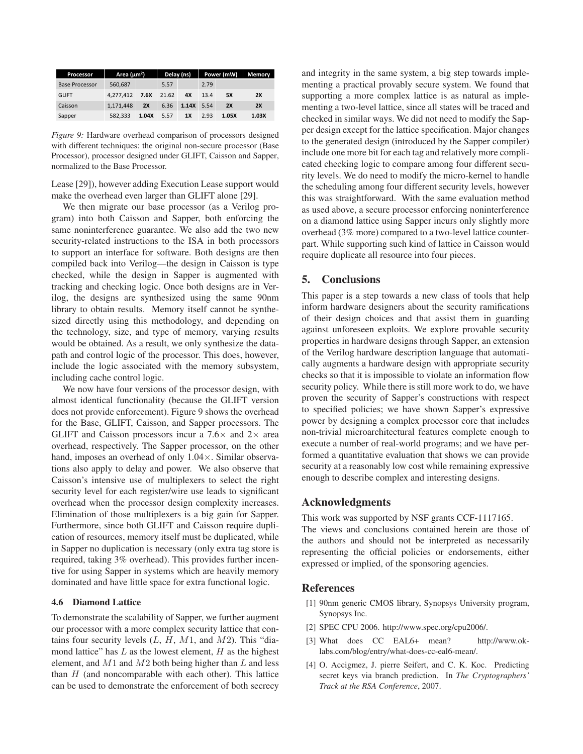| Processor | Area (μm²) | | Delay (ns) | | Power (mW) | | Memory |
|---|---|---|---|---|---|---|---|
| Base Processor | 560,687 | | 5.57 | | 2.79 | | |
| GLIFT | 4,277,412 | **7.6X** | 21.62 | **4X** | 13.4 | **5X** | **2X** |
| Caisson | 1,171,448 | **2X** | 6.36 | **1.14X** | 5.54 | **2X** | **2X** |
| Sapper | 582,333 | **1.04X** | 5.57 | **1X** | 2.93 | **1.05X** | **1.03X** |

*Figure 9:* Hardware overhead comparison of processors designed with different techniques: the original non-secure processor (Base Processor), processor designed under GLIFT, Caisson and Sapper, normalized to the Base Processor.

Lease [29]), however adding Execution Lease support would make the overhead even larger than GLIFT alone [29].

We then migrate our base processor (as a Verilog program) into both Caisson and Sapper, both enforcing the same noninterference guarantee. We also add the two new security-related instructions to the ISA in both processors to support an interface for software. Both designs are then compiled back into Verilog—the design in Caisson is type checked, while the design in Sapper is augmented with tracking and checking logic. Once both designs are in Verilog, the designs are synthesized using the same 90nm library to obtain results. Memory itself cannot be synthesized directly using this methodology, and depending on the technology, size, and type of memory, varying results would be obtained. As a result, we only synthesize the datapath and control logic of the processor. This does, however, include the logic associated with the memory subsystem, including cache control logic.

We now have four versions of the processor design, with almost identical functionality (because the GLIFT version does not provide enforcement). Figure 9 shows the overhead for the Base, GLIFT, Caisson, and Sapper processors. The GLIFT and Caisson processors incur a $7.6\times$ and $2\times$ area overhead, respectively. The Sapper processor, on the other hand, imposes an overhead of only $1.04\times$. Similar observations also apply to delay and power. We also observe that Caisson's intensive use of multiplexers to select the right security level for each register/wire use leads to significant overhead when the processor design complexity increases. Elimination of those multiplexers is a big gain for Sapper. Furthermore, since both GLIFT and Caisson require duplication of resources, memory itself must be duplicated, while in Sapper no duplication is necessary (only extra tag store is required, taking 3% overhead). This provides further incentive for using Sapper in systems which are heavily memory dominated and have little space for extra functional logic.

### 4.6 Diamond Lattice

To demonstrate the scalability of Sapper, we further augment our processor with a more complex security lattice that contains four security levels ($L$, $H$, $M1$, and $M2$). This "diamond lattice" has $L$ as the lowest element, $H$ as the highest element, and $M1$ and $M2$ both being higher than $L$ and less than $H$ (and noncomparable with each other). This lattice can be used to demonstrate the enforcement of both secrecy and integrity in the same system, a big step towards implementing a practical provably secure system. We found that supporting a more complex lattice is as natural as implementing a two-level lattice, since all states will be traced and checked in similar ways. We did not need to modify the Sapper design except for the lattice specification. Major changes to the generated design (introduced by the Sapper compiler) include one more bit for each tag and relatively more complicated checking logic to compare among four different security levels. We do need to modify the micro-kernel to handle the scheduling among four different security levels, however this was straightforward. With the same evaluation method as used above, a secure processor enforcing noninterference on a diamond lattice using Sapper incurs only slightly more overhead (3% more) compared to a two-level lattice counterpart. While supporting such kind of lattice in Caisson would require duplicate all resource into four pieces.

## 5. Conclusions

This paper is a step towards a new class of tools that help inform hardware designers about the security ramifications of their design choices and that assist them in guarding against unforeseen exploits. We explore provable security properties in hardware designs through Sapper, an extension of the Verilog hardware description language that automatically augments a hardware design with appropriate security checks so that it is impossible to violate an information flow security policy. While there is still more work to do, we have proven the security of Sapper's constructions with respect to specified policies; we have shown Sapper's expressive power by designing a complex processor core that includes non-trivial microarchitectural features complete enough to execute a number of real-world programs; and we have performed a quantitative evaluation that shows we can provide security at a reasonably low cost while remaining expressive enough to describe complex and interesting designs.

## Acknowledgments

This work was supported by NSF grants CCF-1117165.
The views and conclusions contained herein are those of the authors and should not be interpreted as necessarily representing the official policies or endorsements, either expressed or implied, of the sponsoring agencies.

## References

[1] 90nm generic CMOS library, Synopsys University program, Synopsys Inc.

[2] SPEC CPU 2006. http://www.spec.org/cpu2006/.

[3] What does CC EAL6+ mean? http://www.ok-labs.com/blog/entry/what-does-cc-eal6-mean/.

[4] O. Accigmez, J. pierre Seifert, and C. K. Koc. Predicting secret keys via branch prediction. In *The Cryptographers' Track at the RSA Conference*, 2007.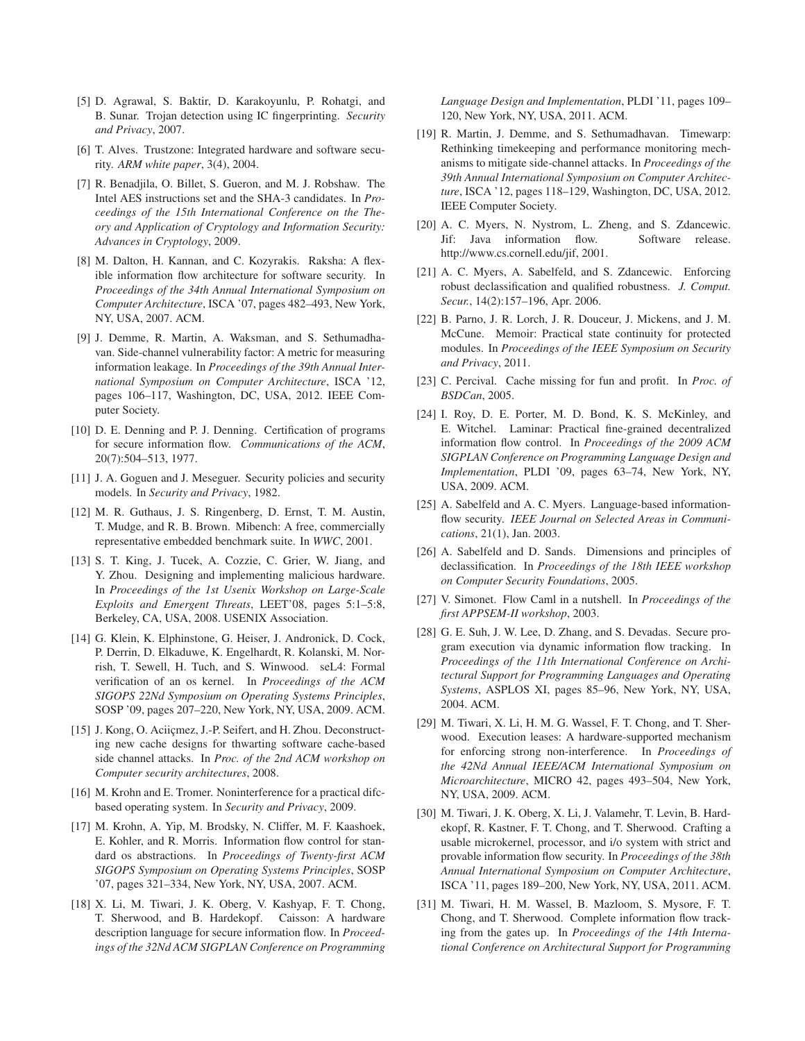[5] D. Agrawal, S. Baktir, D. Karakoyunlu, P. Rohatgi, and B. Sunar. Trojan detection using IC fingerprinting. *Security and Privacy*, 2007.

[6] T. Alves. Trustzone: Integrated hardware and software security. *ARM white paper*, 3(4), 2004.

[7] R. Benadjila, O. Billet, S. Gueron, and M. J. Robshaw. The Intel AES instructions set and the SHA-3 candidates. In *Proceedings of the 15th International Conference on the Theory and Application of Cryptology and Information Security: Advances in Cryptology*, 2009.

[8] M. Dalton, H. Kannan, and C. Kozyrakis. Raksha: A flexible information flow architecture for software security. In *Proceedings of the 34th Annual International Symposium on Computer Architecture*, ISCA '07, pages 482–493, New York, NY, USA, 2007. ACM.

[9] J. Demme, R. Martin, A. Waksman, and S. Sethumadhavan. Side-channel vulnerability factor: A metric for measuring information leakage. In *Proceedings of the 39th Annual International Symposium on Computer Architecture*, ISCA '12, pages 106–117, Washington, DC, USA, 2012. IEEE Computer Society.

[10] D. E. Denning and P. J. Denning. Certification of programs for secure information flow. *Communications of the ACM*, 20(7):504–513, 1977.

[11] J. A. Goguen and J. Meseguer. Security policies and security models. In *Security and Privacy*, 1982.

[12] M. R. Guthaus, J. S. Ringenberg, D. Ernst, T. M. Austin, T. Mudge, and R. B. Brown. Mibench: A free, commercially representative embedded benchmark suite. In *WWC*, 2001.

[13] S. T. King, J. Tucek, A. Cozzie, C. Grier, W. Jiang, and Y. Zhou. Designing and implementing malicious hardware. In *Proceedings of the 1st Usenix Workshop on Large-Scale Exploits and Emergent Threats*, LEET'08, pages 5:1–5:8, Berkeley, CA, USA, 2008. USENIX Association.

[14] G. Klein, K. Elphinstone, G. Heiser, J. Andronick, D. Cock, P. Derrin, D. Elkaduwe, K. Engelhardt, R. Kolanski, M. Norrish, T. Sewell, H. Tuch, and S. Winwood. seL4: Formal verification of an os kernel. In *Proceedings of the ACM SIGOPS 22Nd Symposium on Operating Systems Principles*, SOSP '09, pages 207–220, New York, NY, USA, 2009. ACM.

[15] J. Kong, O. Aciiçmez, J.-P. Seifert, and H. Zhou. Deconstructing new cache designs for thwarting software cache-based side channel attacks. In *Proc. of the 2nd ACM workshop on Computer security architectures*, 2008.

[16] M. Krohn and E. Tromer. Noninterference for a practical difc-based operating system. In *Security and Privacy*, 2009.

[17] M. Krohn, A. Yip, M. Brodsky, N. Cliffer, M. F. Kaashoek, E. Kohler, and R. Morris. Information flow control for standard os abstractions. In *Proceedings of Twenty-first ACM SIGOPS Symposium on Operating Systems Principles*, SOSP '07, pages 321–334, New York, NY, USA, 2007. ACM.

[18] X. Li, M. Tiwari, J. K. Oberg, V. Kashyap, F. T. Chong, T. Sherwood, and B. Hardekopf. Caisson: A hardware description language for secure information flow. In *Proceedings of the 32Nd ACM SIGPLAN Conference on Programming Language Design and Implementation*, PLDI '11, pages 109–120, New York, NY, USA, 2011. ACM.

[19] R. Martin, J. Demme, and S. Sethumadhavan. Timewarp: Rethinking timekeeping and performance monitoring mechanisms to mitigate side-channel attacks. In *Proceedings of the 39th Annual International Symposium on Computer Architecture*, ISCA '12, pages 118–129, Washington, DC, USA, 2012. IEEE Computer Society.

[20] A. C. Myers, N. Nystrom, L. Zheng, and S. Zdancewic. Jif: Java information flow. Software release. http://www.cs.cornell.edu/jif, 2001.

[21] A. C. Myers, A. Sabelfeld, and S. Zdancewic. Enforcing robust declassification and qualified robustness. *J. Comput. Secur.*, 14(2):157–196, Apr. 2006.

[22] B. Parno, J. R. Lorch, J. R. Douceur, J. Mickens, and J. M. McCune. Memoir: Practical state continuity for protected modules. In *Proceedings of the IEEE Symposium on Security and Privacy*, 2011.

[23] C. Percival. Cache missing for fun and profit. In *Proc. of BSDCan*, 2005.

[24] I. Roy, D. E. Porter, M. D. Bond, K. S. McKinley, and E. Witchel. Laminar: Practical fine-grained decentralized information flow control. In *Proceedings of the 2009 ACM SIGPLAN Conference on Programming Language Design and Implementation*, PLDI '09, pages 63–74, New York, NY, USA, 2009. ACM.

[25] A. Sabelfeld and A. C. Myers. Language-based information-flow security. *IEEE Journal on Selected Areas in Communications*, 21(1), Jan. 2003.

[26] A. Sabelfeld and D. Sands. Dimensions and principles of declassification. In *Proceedings of the 18th IEEE workshop on Computer Security Foundations*, 2005.

[27] V. Simonet. Flow Caml in a nutshell. In *Proceedings of the first APPSEM-II workshop*, 2003.

[28] G. E. Suh, J. W. Lee, D. Zhang, and S. Devadas. Secure program execution via dynamic information flow tracking. In *Proceedings of the 11th International Conference on Architectural Support for Programming Languages and Operating Systems*, ASPLOS XI, pages 85–96, New York, NY, USA, 2004. ACM.

[29] M. Tiwari, X. Li, H. M. G. Wassel, F. T. Chong, and T. Sherwood. Execution leases: A hardware-supported mechanism for enforcing strong non-interference. In *Proceedings of the 42Nd Annual IEEE/ACM International Symposium on Microarchitecture*, MICRO 42, pages 493–504, New York, NY, USA, 2009. ACM.

[30] M. Tiwari, J. K. Oberg, X. Li, J. Valamehr, T. Levin, B. Hardekopf, R. Kastner, F. T. Chong, and T. Sherwood. Crafting a usable microkernel, processor, and i/o system with strict and provable information flow security. In *Proceedings of the 38th Annual International Symposium on Computer Architecture*, ISCA '11, pages 189–200, New York, NY, USA, 2011. ACM.

[31] M. Tiwari, H. M. Wassel, B. Mazloom, S. Mysore, F. T. Chong, and T. Sherwood. Complete information flow tracking from the gates up. In *Proceedings of the 14th International Conference on Architectural Support for Programming*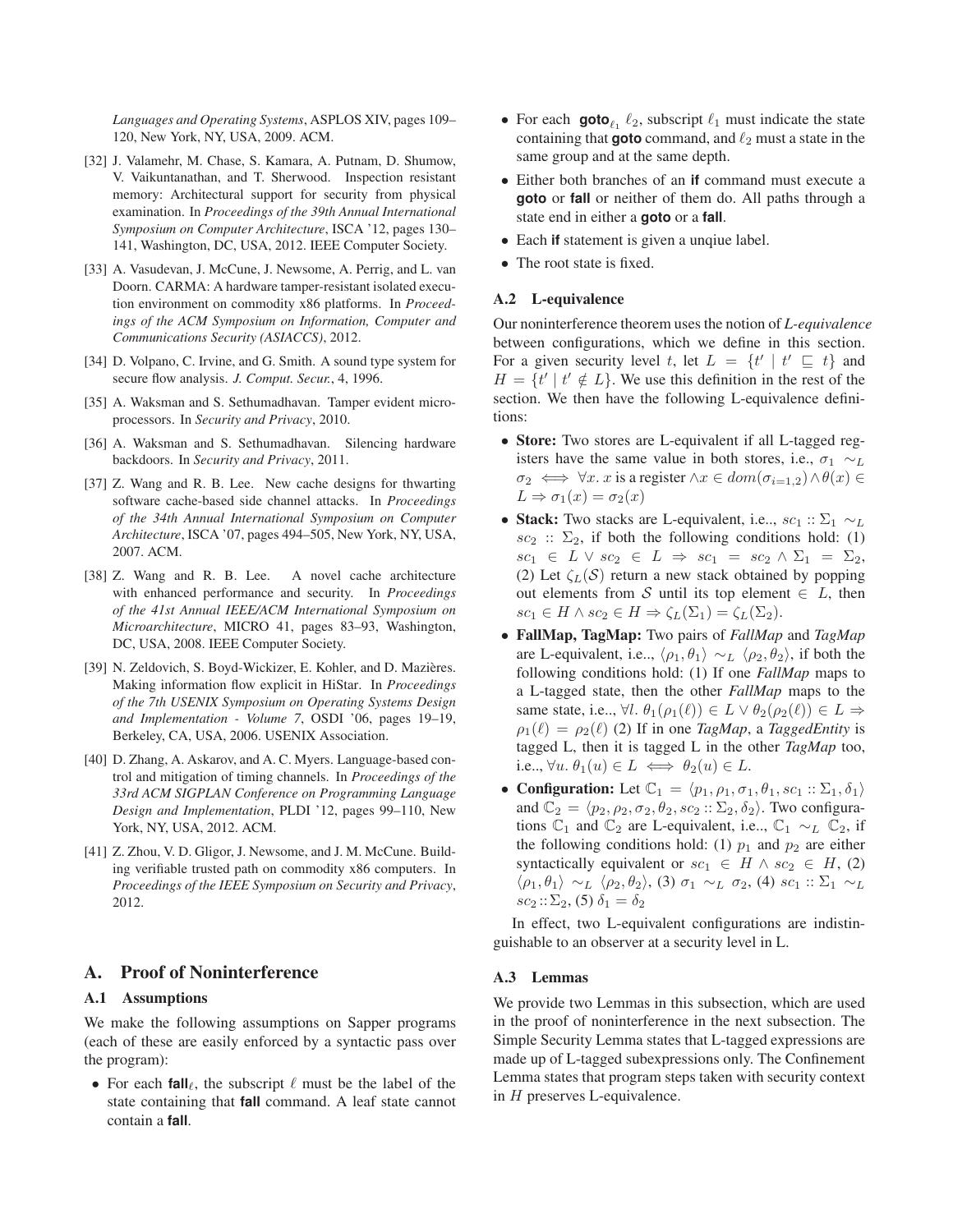*Languages and Operating Systems*, ASPLOS XIV, pages 109–120, New York, NY, USA, 2009. ACM.

[32] J. Valamehr, M. Chase, S. Kamara, A. Putnam, D. Shumow, V. Vaikuntanathan, and T. Sherwood. Inspection resistant memory: Architectural support for security from physical examination. In *Proceedings of the 39th Annual International Symposium on Computer Architecture*, ISCA '12, pages 130–141, Washington, DC, USA, 2012. IEEE Computer Society.

[33] A. Vasudevan, J. McCune, J. Newsome, A. Perrig, and L. van Doorn. CARMA: A hardware tamper-resistant isolated execution environment on commodity x86 platforms. In *Proceedings of the ACM Symposium on Information, Computer and Communications Security (ASIACCS)*, 2012.

[34] D. Volpano, C. Irvine, and G. Smith. A sound type system for secure flow analysis. *J. Comput. Secur.*, 4, 1996.

[35] A. Waksman and S. Sethumadhavan. Tamper evident microprocessors. In *Security and Privacy*, 2010.

[36] A. Waksman and S. Sethumadhavan. Silencing hardware backdoors. In *Security and Privacy*, 2011.

[37] Z. Wang and R. B. Lee. New cache designs for thwarting software cache-based side channel attacks. In *Proceedings of the 34th Annual International Symposium on Computer Architecture*, ISCA '07, pages 494–505, New York, NY, USA, 2007. ACM.

[38] Z. Wang and R. B. Lee. A novel cache architecture with enhanced performance and security. In *Proceedings of the 41st Annual IEEE/ACM International Symposium on Microarchitecture*, MICRO 41, pages 83–93, Washington, DC, USA, 2008. IEEE Computer Society.

[39] N. Zeldovich, S. Boyd-Wickizer, E. Kohler, and D. Mazières. Making information flow explicit in HiStar. In *Proceedings of the 7th USENIX Symposium on Operating Systems Design and Implementation - Volume 7*, OSDI '06, pages 19–19, Berkeley, CA, USA, 2006. USENIX Association.

[40] D. Zhang, A. Askarov, and A. C. Myers. Language-based control and mitigation of timing channels. In *Proceedings of the 33rd ACM SIGPLAN Conference on Programming Language Design and Implementation*, PLDI '12, pages 99–110, New York, NY, USA, 2012. ACM.

[41] Z. Zhou, V. D. Gligor, J. Newsome, and J. M. McCune. Building verifiable trusted path on commodity x86 computers. In *Proceedings of the IEEE Symposium on Security and Privacy*, 2012.

## A. Proof of Noninterference

### A.1 Assumptions

We make the following assumptions on Sapper programs (each of these are easily enforced by a syntactic pass over the program):

- For each **fall**$_\ell$, the subscript $\ell$ must be the label of the state containing that **fall** command. A leaf state cannot contain a **fall**.
- For each **goto**$_{\ell_1}$ $\ell_2$, subscript $\ell_1$ must indicate the state containing that **goto** command, and $\ell_2$ must a state in the same group and at the same depth.
- Either both branches of an **if** command must execute a **goto** or **fall** or neither of them do. All paths through a state end in either a **goto** or a **fall**.
- Each **if** statement is given a unqiue label.
- The root state is fixed.

### A.2 L-equivalence

Our noninterference theorem uses the notion of *L-equivalence* between configurations, which we define in this section. For a given security level $t$, let $L = \{t' \mid t' \sqsubseteq t\}$ and $H = \{t' \mid t' \notin L\}$. We use this definition in the rest of the section. We then have the following L-equivalence definitions:

- **Store:** Two stores are L-equivalent if all L-tagged registers have the same value in both stores, i.e., $\sigma_1 \sim_L \sigma_2 \iff \forall x.\ x$ is a register $\wedge x \in dom(\sigma_{i=1,2}) \wedge \theta(x) \in L \Rightarrow \sigma_1(x) = \sigma_2(x)$
- **Stack:** Two stacks are L-equivalent, i.e.., $sc_1 :: \Sigma_1 \sim_L sc_2 :: \Sigma_2$, if both the following conditions hold: (1) $sc_1 \in L \vee sc_2 \in L \Rightarrow sc_1 = sc_2 \wedge \Sigma_1 = \Sigma_2$, (2) Let $\zeta_L(\mathcal{S})$ return a new stack obtained by popping out elements from $\mathcal{S}$ until its top element $\in L$, then $sc_1 \in H \wedge sc_2 \in H \Rightarrow \zeta_L(\Sigma_1) = \zeta_L(\Sigma_2)$.
- **FallMap, TagMap:** Two pairs of *FallMap* and *TagMap* are L-equivalent, i.e.., $\langle \rho_1, \theta_1 \rangle \sim_L \langle \rho_2, \theta_2 \rangle$, if both the following conditions hold: (1) If one *FallMap* maps to a L-tagged state, then the other *FallMap* maps to the same state, i.e.., $\forall l.\ \theta_1(\rho_1(\ell)) \in L \vee \theta_2(\rho_2(\ell)) \in L \Rightarrow \rho_1(\ell) = \rho_2(\ell)$ (2) If in one *TagMap*, a *TaggedEntity* is tagged L, then it is tagged L in the other *TagMap* too, i.e., $\forall u.\ \theta_1(u) \in L \iff \theta_2(u) \in L$.
- **Configuration:** Let $\mathbb{C}_1 = \langle p_1, \rho_1, \sigma_1, \theta_1, sc_1 :: \Sigma_1, \delta_1 \rangle$ and $\mathbb{C}_2 = \langle p_2, \rho_2, \sigma_2, \theta_2, sc_2 :: \Sigma_2, \delta_2 \rangle$. Two configurations $\mathbb{C}_1$ and $\mathbb{C}_2$ are L-equivalent, i.e.., $\mathbb{C}_1 \sim_L \mathbb{C}_2$, if the following conditions hold: (1) $p_1$ and $p_2$ are either syntactically equivalent or $sc_1 \in H \wedge sc_2 \in H$, (2) $\langle \rho_1, \theta_1 \rangle \sim_L \langle \rho_2, \theta_2 \rangle$, (3) $\sigma_1 \sim_L \sigma_2$, (4) $sc_1 :: \Sigma_1 \sim_L sc_2 :: \Sigma_2$, (5) $\delta_1 = \delta_2$

In effect, two L-equivalent configurations are indistinguishable to an observer at a security level in L.

### A.3 Lemmas

We provide two Lemmas in this subsection, which are used in the proof of noninterference in the next subsection. The Simple Security Lemma states that L-tagged expressions are made up of L-tagged subexpressions only. The Confinement Lemma states that program steps taken with security context in $H$ preserves L-equivalence.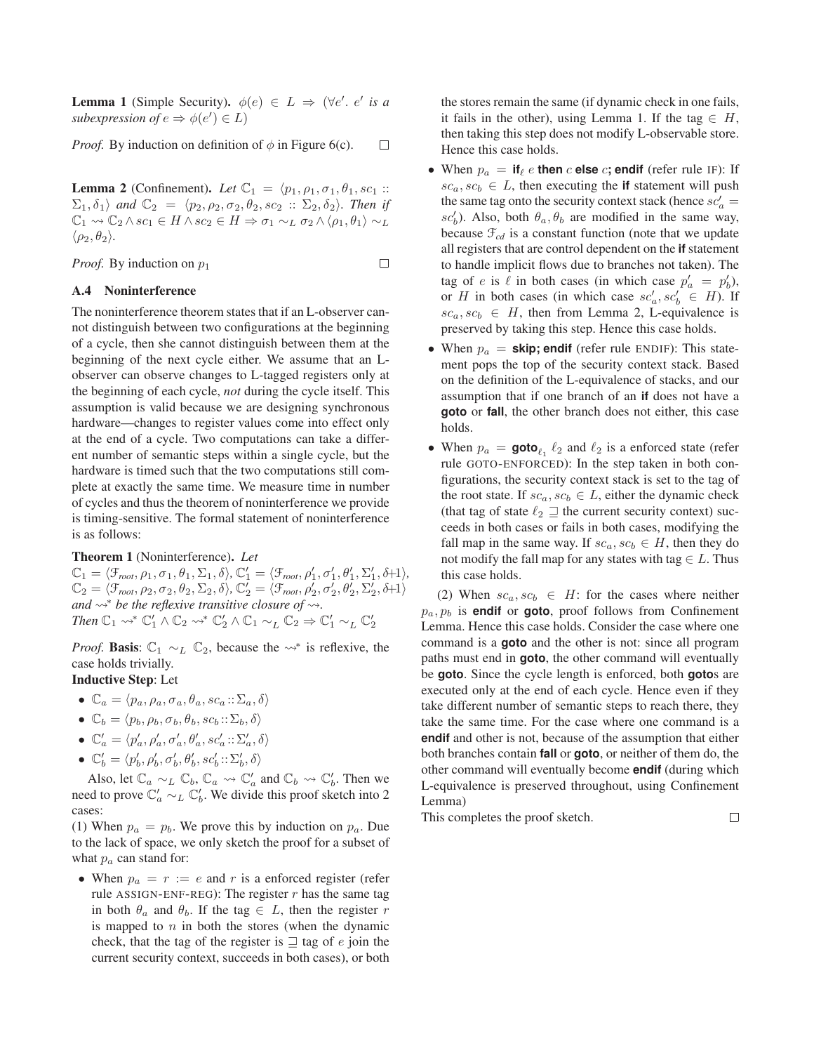**Lemma 1** (Simple Security)**.** $\phi(e) \in L \Rightarrow (\forall e'.\ e'$ *is a subexpression of* $e \Rightarrow \phi(e') \in L)$

*Proof.* By induction on definition of $\phi$ in Figure 6(c). $\square$

**Lemma 2** (Confinement)**.** *Let* $\mathbb{C}_1 = \langle p_1, \rho_1, \sigma_1, \theta_1, sc_1 :: \Sigma_1, \delta_1 \rangle$ *and* $\mathbb{C}_2 = \langle p_2, \rho_2, \sigma_2, \theta_2, sc_2 :: \Sigma_2, \delta_2 \rangle$*. Then if* $\mathbb{C}_1 \rightsquigarrow \mathbb{C}_2 \wedge sc_1 \in H \wedge sc_2 \in H \Rightarrow \sigma_1 \sim_L \sigma_2 \wedge \langle \rho_1, \theta_1 \rangle \sim_L \langle \rho_2, \theta_2 \rangle$.

*Proof.* By induction on $p_1$ $\square$

### A.4 Noninterference

The noninterference theorem states that if an L-observer cannot distinguish between two configurations at the beginning of a cycle, then she cannot distinguish between them at the beginning of the next cycle either. We assume that an L-observer can observe changes to L-tagged registers only at the beginning of each cycle, *not* during the cycle itself. This assumption is valid because we are designing synchronous hardware—changes to register values come into effect only at the end of a cycle. Two computations can take a different number of semantic steps within a single cycle, but the hardware is timed such that the two computations still complete at exactly the same time. We measure time in number of cycles and thus the theorem of noninterference we provide is timing-sensitive. The formal statement of noninterference is as follows:

**Theorem 1** (Noninterference)**.** *Let*
$\mathbb{C}_1 = \langle \mathcal{F}_{root}, \rho_1, \sigma_1, \theta_1, \Sigma_1, \delta \rangle$, $\mathbb{C}_1' = \langle \mathcal{F}_{root}, \rho_1', \sigma_1', \theta_1', \Sigma_1', \delta{+}1 \rangle$,
$\mathbb{C}_2 = \langle \mathcal{F}_{root}, \rho_2, \sigma_2, \theta_2, \Sigma_2, \delta \rangle$, $\mathbb{C}_2' = \langle \mathcal{F}_{root}, \rho_2', \sigma_2', \theta_2', \Sigma_2', \delta{+}1 \rangle$
*and* $\rightsquigarrow^*$ *be the reflexive transitive closure of* $\rightsquigarrow$.
*Then* $\mathbb{C}_1 \rightsquigarrow^* \mathbb{C}_1' \wedge \mathbb{C}_2 \rightsquigarrow^* \mathbb{C}_2' \wedge \mathbb{C}_1 \sim_L \mathbb{C}_2 \Rightarrow \mathbb{C}_1' \sim_L \mathbb{C}_2'$

*Proof.* **Basis**: $\mathbb{C}_1 \sim_L \mathbb{C}_2$, because the $\rightsquigarrow^*$ is reflexive, the case holds trivially.

**Inductive Step**: Let

- $\mathbb{C}_a = \langle p_a, \rho_a, \sigma_a, \theta_a, sc_a :: \Sigma_a, \delta \rangle$
- $\mathbb{C}_b = \langle p_b, \rho_b, \sigma_b, \theta_b, sc_b :: \Sigma_b, \delta \rangle$
- $\mathbb{C}_a' = \langle p_a', \rho_a', \sigma_a', \theta_a', sc_a' :: \Sigma_a', \delta \rangle$
- $\mathbb{C}_b' = \langle p_b', \rho_b', \sigma_b', \theta_b', sc_b' :: \Sigma_b', \delta \rangle$

Also, let $\mathbb{C}_a \sim_L \mathbb{C}_b$, $\mathbb{C}_a \rightsquigarrow \mathbb{C}_a'$ and $\mathbb{C}_b \rightsquigarrow \mathbb{C}_b'$. Then we need to prove $\mathbb{C}_a' \sim_L \mathbb{C}_b'$. We divide this proof sketch into 2 cases:

(1) When $p_a = p_b$. We prove this by induction on $p_a$. Due to the lack of space, we only sketch the proof for a subset of what $p_a$ can stand for:

- When $p_a = r := e$ and $r$ is a enforced register (refer rule ASSIGN-ENF-REG): The register $r$ has the same tag in both $\theta_a$ and $\theta_b$. If the tag $\in L$, then the register $r$ is mapped to $n$ in both the stores (when the dynamic check, that the tag of the register is $\sqsupseteq$ tag of $e$ join the current security context, succeeds in both cases), or both the stores remain the same (if dynamic check in one fails, it fails in the other), using Lemma 1. If the tag $\in H$, then taking this step does not modify L-observable store. Hence this case holds.
- When $p_a =$ **if**$_\ell$ $e$ **then** $c$ **else** $c$**; endif** (refer rule IF): If $sc_a, sc_b \in L$, then executing the **if** statement will push the same tag onto the security context stack (hence $sc_a' = sc_b'$). Also, both $\theta_a, \theta_b$ are modified in the same way, because $\mathcal{F}_{cd}$ is a constant function (note that we update all registers that are control dependent on the **if** statement to handle implicit flows due to branches not taken). The tag of $e$ is $\ell$ in both cases (in which case $p_a' = p_b'$), or $H$ in both cases (in which case $sc_a', sc_b' \in H$). If $sc_a, sc_b \in H$, then from Lemma 2, L-equivalence is preserved by taking this step. Hence this case holds.
- When $p_a =$ **skip; endif** (refer rule ENDIF): This statement pops the top of the security context stack. Based on the definition of the L-equivalence of stacks, and our assumption that if one branch of an **if** does not have a **goto** or **fall**, the other branch does not either, this case holds.
- When $p_a =$ **goto**$_{\ell_1}$ $\ell_2$ and $\ell_2$ is a enforced state (refer rule GOTO-ENFORCED): In the step taken in both configurations, the security context stack is set to the tag of the root state. If $sc_a, sc_b \in L$, either the dynamic check (that tag of state $\ell_2 \sqsupseteq$ the current security context) succeeds in both cases or fails in both cases, modifying the fall map in the same way. If $sc_a, sc_b \in H$, then they do not modify the fall map for any states with tag $\in L$. Thus this case holds.

(2) When $sc_a, sc_b \in H$: for the cases where neither $p_a, p_b$ is **endif** or **goto**, proof follows from Confinement Lemma. Hence this case holds. Consider the case where one command is a **goto** and the other is not: since all program paths must end in **goto**, the other command will eventually be **goto**. Since the cycle length is enforced, both **goto**s are executed only at the end of each cycle. Hence even if they take different number of semantic steps to reach there, they take the same time. For the case where one command is a **endif** and other is not, because of the assumption that either both branches contain **fall** or **goto**, or neither of them do, the other command will eventually become **endif** (during which L-equivalence is preserved throughout, using Confinement Lemma)

This completes the proof sketch. $\square$